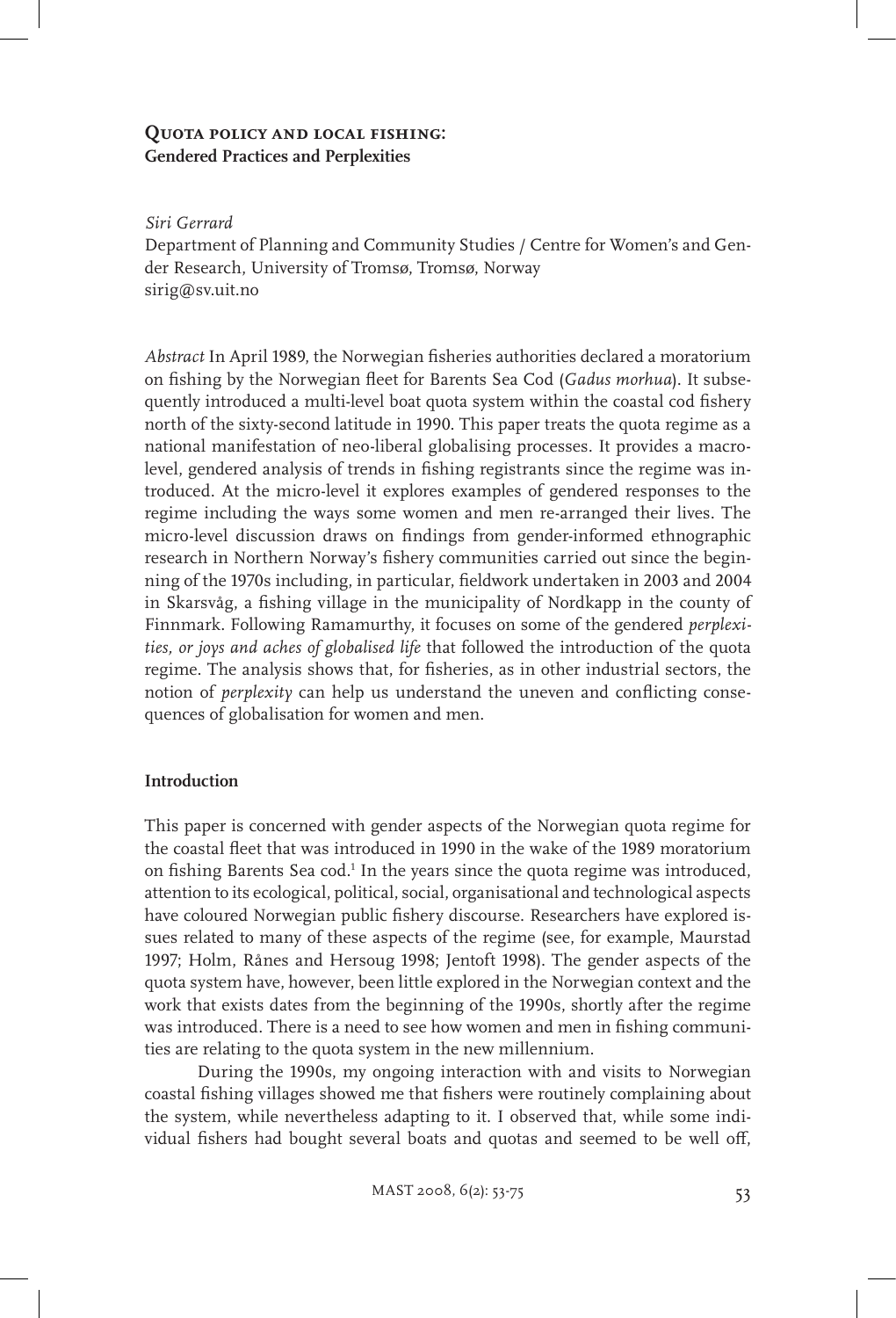# Quota policy and local fishing: Gendered Practices and Perplexities

*Siri Gerrard*
Department of Planning and Community Studies / Centre for Women's and Gender Research, University of Tromsø, Tromsø, Norway
sirig@sv.uit.no

*Abstract* In April 1989, the Norwegian fisheries authorities declared a moratorium on fishing by the Norwegian fleet for Barents Sea Cod (*Gadus morhua*). It subsequently introduced a multi-level boat quota system within the coastal cod fishery north of the sixty-second latitude in 1990. This paper treats the quota regime as a national manifestation of neo-liberal globalising processes. It provides a macro-level, gendered analysis of trends in fishing registrants since the regime was introduced. At the micro-level it explores examples of gendered responses to the regime including the ways some women and men re-arranged their lives. The micro-level discussion draws on findings from gender-informed ethnographic research in Northern Norway's fishery communities carried out since the beginning of the 1970s including, in particular, fieldwork undertaken in 2003 and 2004 in Skarsvåg, a fishing village in the municipality of Nordkapp in the county of Finnmark. Following Ramamurthy, it focuses on some of the gendered *perplexities, or joys and aches of globalised life* that followed the introduction of the quota regime. The analysis shows that, for fisheries, as in other industrial sectors, the notion of *perplexity* can help us understand the uneven and conflicting consequences of globalisation for women and men.

## Introduction

This paper is concerned with gender aspects of the Norwegian quota regime for the coastal fleet that was introduced in 1990 in the wake of the 1989 moratorium on fishing Barents Sea cod.[1] In the years since the quota regime was introduced, attention to its ecological, political, social, organisational and technological aspects have coloured Norwegian public fishery discourse. Researchers have explored issues related to many of these aspects of the regime (see, for example, Maurstad 1997; Holm, Rånes and Hersoug 1998; Jentoft 1998). The gender aspects of the quota system have, however, been little explored in the Norwegian context and the work that exists dates from the beginning of the 1990s, shortly after the regime was introduced. There is a need to see how women and men in fishing communities are relating to the quota system in the new millennium.

During the 1990s, my ongoing interaction with and visits to Norwegian coastal fishing villages showed me that fishers were routinely complaining about the system, while nevertheless adapting to it. I observed that, while some individual fishers had bought several boats and quotas and seemed to be well off,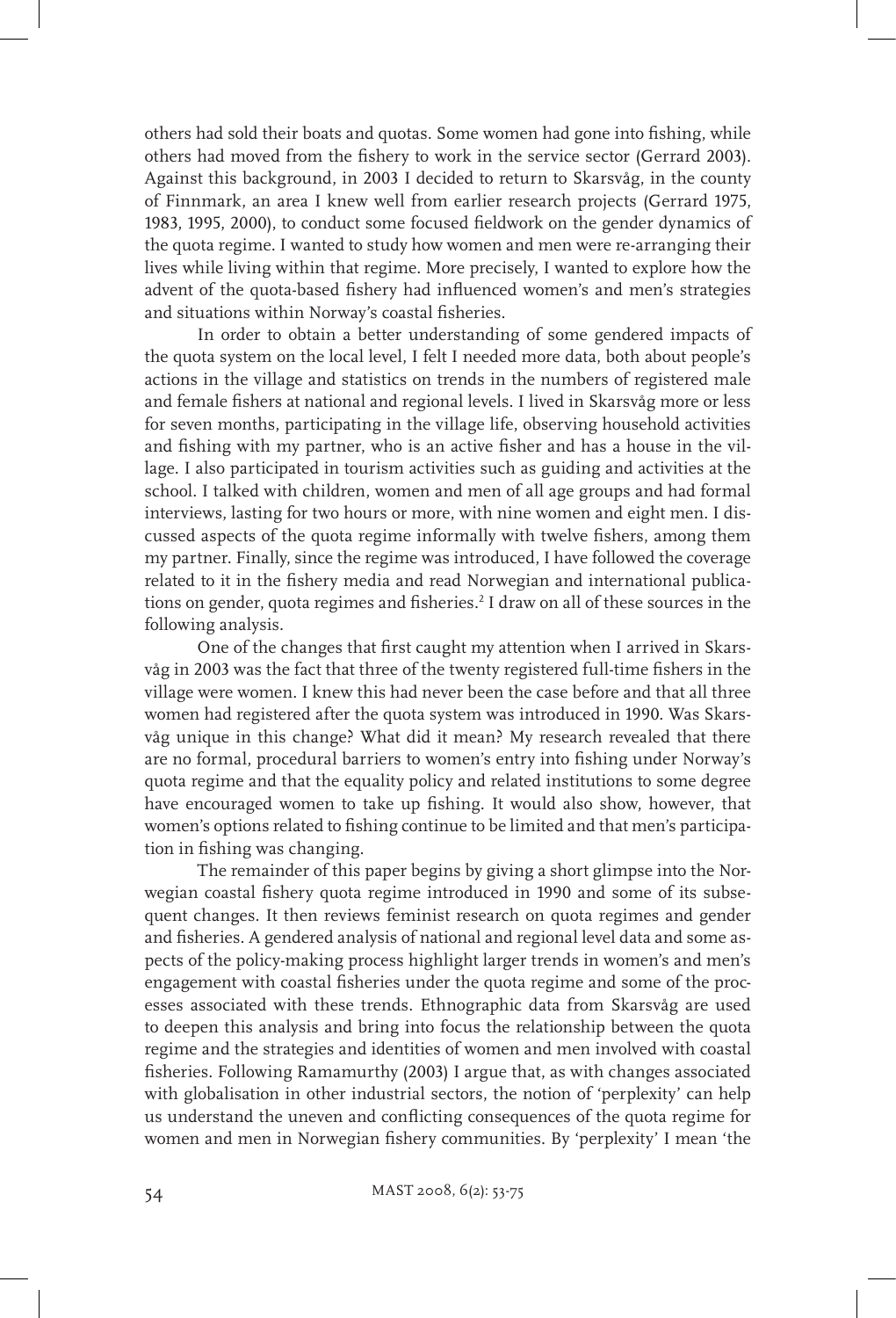others had sold their boats and quotas. Some women had gone into fishing, while others had moved from the fishery to work in the service sector (Gerrard 2003). Against this background, in 2003 I decided to return to Skarsvåg, in the county of Finnmark, an area I knew well from earlier research projects (Gerrard 1975, 1983, 1995, 2000), to conduct some focused fieldwork on the gender dynamics of the quota regime. I wanted to study how women and men were re-arranging their lives while living within that regime. More precisely, I wanted to explore how the advent of the quota-based fishery had influenced women's and men's strategies and situations within Norway's coastal fisheries.

In order to obtain a better understanding of some gendered impacts of the quota system on the local level, I felt I needed more data, both about people's actions in the village and statistics on trends in the numbers of registered male and female fishers at national and regional levels. I lived in Skarsvåg more or less for seven months, participating in the village life, observing household activities and fishing with my partner, who is an active fisher and has a house in the village. I also participated in tourism activities such as guiding and activities at the school. I talked with children, women and men of all age groups and had formal interviews, lasting for two hours or more, with nine women and eight men. I discussed aspects of the quota regime informally with twelve fishers, among them my partner. Finally, since the regime was introduced, I have followed the coverage related to it in the fishery media and read Norwegian and international publications on gender, quota regimes and fisheries.[2] I draw on all of these sources in the following analysis.

One of the changes that first caught my attention when I arrived in Skarsvåg in 2003 was the fact that three of the twenty registered full-time fishers in the village were women. I knew this had never been the case before and that all three women had registered after the quota system was introduced in 1990. Was Skarsvåg unique in this change? What did it mean? My research revealed that there are no formal, procedural barriers to women's entry into fishing under Norway's quota regime and that the equality policy and related institutions to some degree have encouraged women to take up fishing. It would also show, however, that women's options related to fishing continue to be limited and that men's participation in fishing was changing.

The remainder of this paper begins by giving a short glimpse into the Norwegian coastal fishery quota regime introduced in 1990 and some of its subsequent changes. It then reviews feminist research on quota regimes and gender and fisheries. A gendered analysis of national and regional level data and some aspects of the policy-making process highlight larger trends in women's and men's engagement with coastal fisheries under the quota regime and some of the processes associated with these trends. Ethnographic data from Skarsvåg are used to deepen this analysis and bring into focus the relationship between the quota regime and the strategies and identities of women and men involved with coastal fisheries. Following Ramamurthy (2003) I argue that, as with changes associated with globalisation in other industrial sectors, the notion of 'perplexity' can help us understand the uneven and conflicting consequences of the quota regime for women and men in Norwegian fishery communities. By 'perplexity' I mean 'the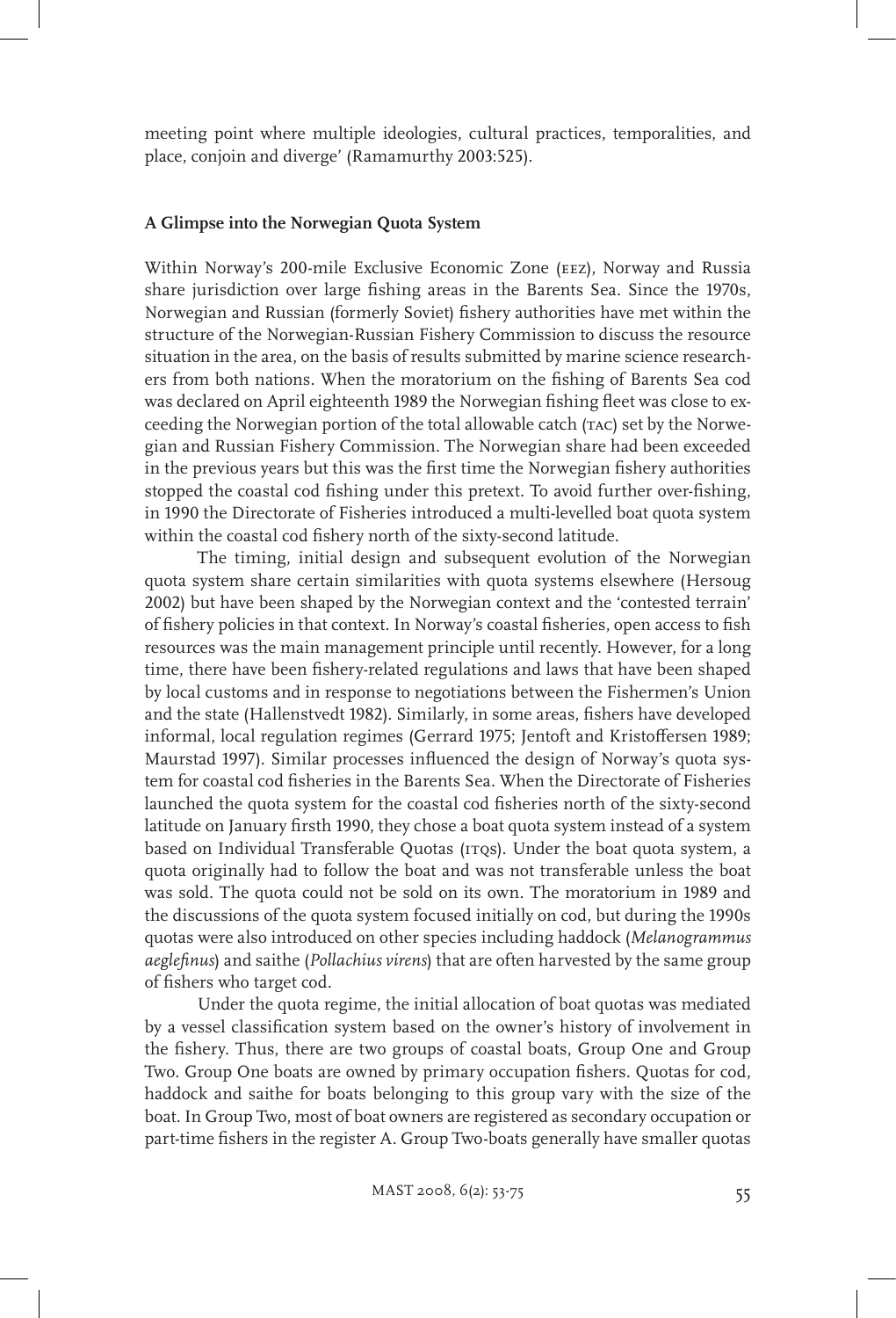meeting point where multiple ideologies, cultural practices, temporalities, and place, conjoin and diverge' (Ramamurthy 2003:525).

## A Glimpse into the Norwegian Quota System

Within Norway's 200-mile Exclusive Economic Zone (EEZ), Norway and Russia share jurisdiction over large fishing areas in the Barents Sea. Since the 1970s, Norwegian and Russian (formerly Soviet) fishery authorities have met within the structure of the Norwegian-Russian Fishery Commission to discuss the resource situation in the area, on the basis of results submitted by marine science researchers from both nations. When the moratorium on the fishing of Barents Sea cod was declared on April eighteenth 1989 the Norwegian fishing fleet was close to exceeding the Norwegian portion of the total allowable catch (TAC) set by the Norwegian and Russian Fishery Commission. The Norwegian share had been exceeded in the previous years but this was the first time the Norwegian fishery authorities stopped the coastal cod fishing under this pretext. To avoid further over-fishing, in 1990 the Directorate of Fisheries introduced a multi-levelled boat quota system within the coastal cod fishery north of the sixty-second latitude.

The timing, initial design and subsequent evolution of the Norwegian quota system share certain similarities with quota systems elsewhere (Hersoug 2002) but have been shaped by the Norwegian context and the 'contested terrain' of fishery policies in that context. In Norway's coastal fisheries, open access to fish resources was the main management principle until recently. However, for a long time, there have been fishery-related regulations and laws that have been shaped by local customs and in response to negotiations between the Fishermen's Union and the state (Hallenstvedt 1982). Similarly, in some areas, fishers have developed informal, local regulation regimes (Gerrard 1975; Jentoft and Kristoffersen 1989; Maurstad 1997). Similar processes influenced the design of Norway's quota system for coastal cod fisheries in the Barents Sea. When the Directorate of Fisheries launched the quota system for the coastal cod fisheries north of the sixty-second latitude on January firsth 1990, they chose a boat quota system instead of a system based on Individual Transferable Quotas (ITQs). Under the boat quota system, a quota originally had to follow the boat and was not transferable unless the boat was sold. The quota could not be sold on its own. The moratorium in 1989 and the discussions of the quota system focused initially on cod, but during the 1990s quotas were also introduced on other species including haddock (*Melanogrammus aeglefinus*) and saithe (*Pollachius virens*) that are often harvested by the same group of fishers who target cod.

Under the quota regime, the initial allocation of boat quotas was mediated by a vessel classification system based on the owner's history of involvement in the fishery. Thus, there are two groups of coastal boats, Group One and Group Two. Group One boats are owned by primary occupation fishers. Quotas for cod, haddock and saithe for boats belonging to this group vary with the size of the boat. In Group Two, most of boat owners are registered as secondary occupation or part-time fishers in the register A. Group Two-boats generally have smaller quotas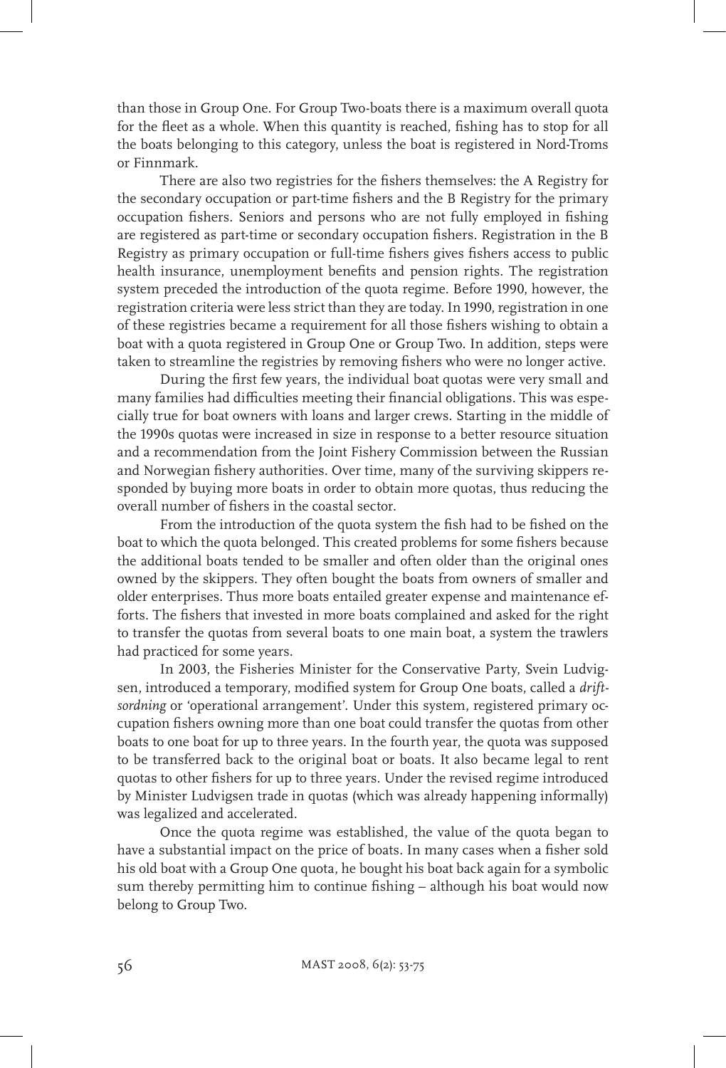than those in Group One. For Group Two-boats there is a maximum overall quota for the fleet as a whole. When this quantity is reached, fishing has to stop for all the boats belonging to this category, unless the boat is registered in Nord-Troms or Finnmark.

There are also two registries for the fishers themselves: the A Registry for the secondary occupation or part-time fishers and the B Registry for the primary occupation fishers. Seniors and persons who are not fully employed in fishing are registered as part-time or secondary occupation fishers. Registration in the B Registry as primary occupation or full-time fishers gives fishers access to public health insurance, unemployment benefits and pension rights. The registration system preceded the introduction of the quota regime. Before 1990, however, the registration criteria were less strict than they are today. In 1990, registration in one of these registries became a requirement for all those fishers wishing to obtain a boat with a quota registered in Group One or Group Two. In addition, steps were taken to streamline the registries by removing fishers who were no longer active.

During the first few years, the individual boat quotas were very small and many families had difficulties meeting their financial obligations. This was especially true for boat owners with loans and larger crews. Starting in the middle of the 1990s quotas were increased in size in response to a better resource situation and a recommendation from the Joint Fishery Commission between the Russian and Norwegian fishery authorities. Over time, many of the surviving skippers responded by buying more boats in order to obtain more quotas, thus reducing the overall number of fishers in the coastal sector.

From the introduction of the quota system the fish had to be fished on the boat to which the quota belonged. This created problems for some fishers because the additional boats tended to be smaller and often older than the original ones owned by the skippers. They often bought the boats from owners of smaller and older enterprises. Thus more boats entailed greater expense and maintenance efforts. The fishers that invested in more boats complained and asked for the right to transfer the quotas from several boats to one main boat, a system the trawlers had practiced for some years.

In 2003, the Fisheries Minister for the Conservative Party, Svein Ludvigsen, introduced a temporary, modified system for Group One boats, called a *driftsordning* or 'operational arrangement'. Under this system, registered primary occupation fishers owning more than one boat could transfer the quotas from other boats to one boat for up to three years. In the fourth year, the quota was supposed to be transferred back to the original boat or boats. It also became legal to rent quotas to other fishers for up to three years. Under the revised regime introduced by Minister Ludvigsen trade in quotas (which was already happening informally) was legalized and accelerated.

Once the quota regime was established, the value of the quota began to have a substantial impact on the price of boats. In many cases when a fisher sold his old boat with a Group One quota, he bought his boat back again for a symbolic sum thereby permitting him to continue fishing – although his boat would now belong to Group Two.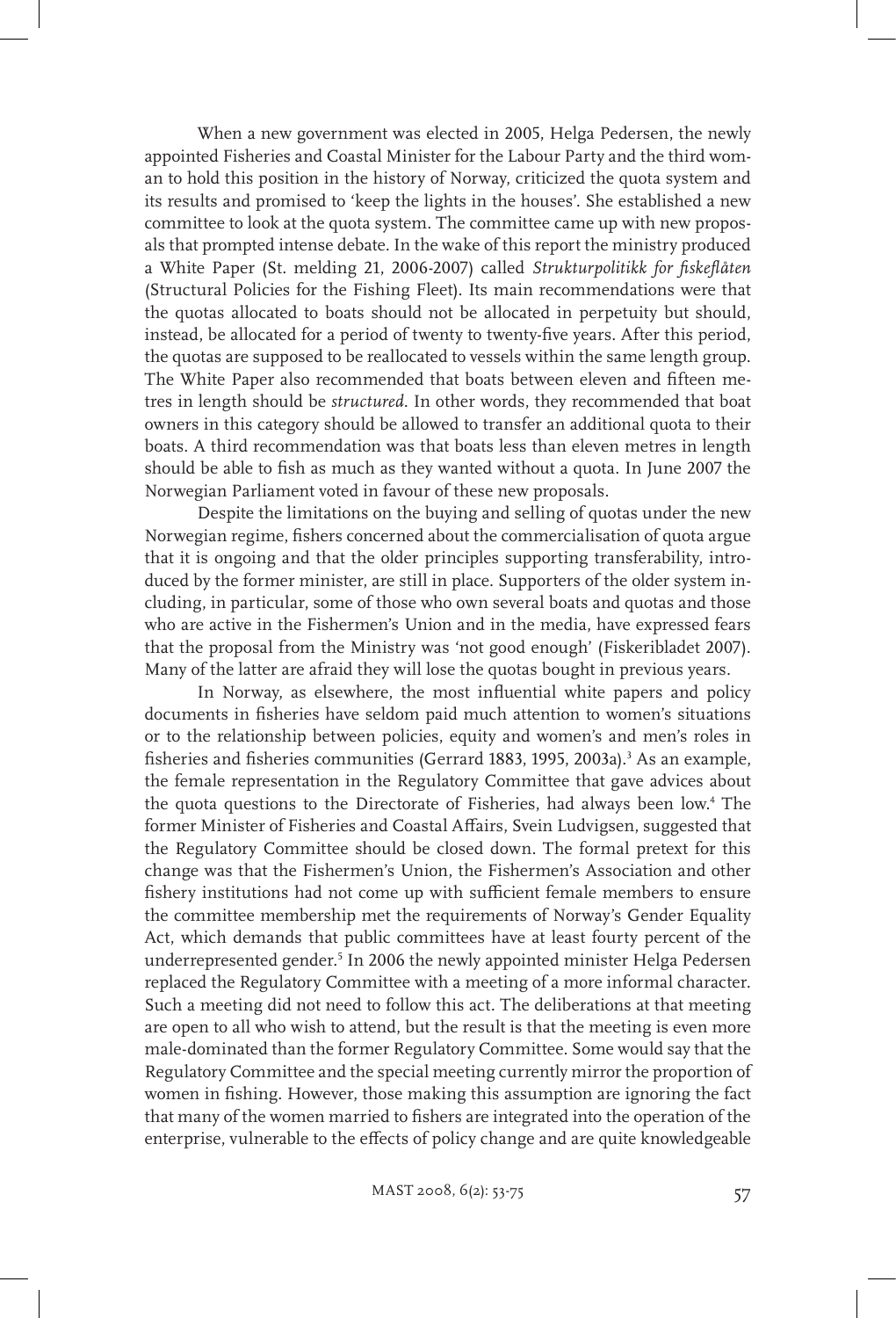When a new government was elected in 2005, Helga Pedersen, the newly appointed Fisheries and Coastal Minister for the Labour Party and the third woman to hold this position in the history of Norway, criticized the quota system and its results and promised to 'keep the lights in the houses'. She established a new committee to look at the quota system. The committee came up with new proposals that prompted intense debate. In the wake of this report the ministry produced a White Paper (St. melding 21, 2006-2007) called *Strukturpolitikk for fiskeflåten* (Structural Policies for the Fishing Fleet). Its main recommendations were that the quotas allocated to boats should not be allocated in perpetuity but should, instead, be allocated for a period of twenty to twenty-five years. After this period, the quotas are supposed to be reallocated to vessels within the same length group. The White Paper also recommended that boats between eleven and fifteen metres in length should be *structured*. In other words, they recommended that boat owners in this category should be allowed to transfer an additional quota to their boats. A third recommendation was that boats less than eleven metres in length should be able to fish as much as they wanted without a quota. In June 2007 the Norwegian Parliament voted in favour of these new proposals.

Despite the limitations on the buying and selling of quotas under the new Norwegian regime, fishers concerned about the commercialisation of quota argue that it is ongoing and that the older principles supporting transferability, introduced by the former minister, are still in place. Supporters of the older system including, in particular, some of those who own several boats and quotas and those who are active in the Fishermen's Union and in the media, have expressed fears that the proposal from the Ministry was 'not good enough' (Fiskeribladet 2007). Many of the latter are afraid they will lose the quotas bought in previous years.

In Norway, as elsewhere, the most influential white papers and policy documents in fisheries have seldom paid much attention to women's situations or to the relationship between policies, equity and women's and men's roles in fisheries and fisheries communities (Gerrard 1883, 1995, 2003a).[3] As an example, the female representation in the Regulatory Committee that gave advices about the quota questions to the Directorate of Fisheries, had always been low.[4] The former Minister of Fisheries and Coastal Affairs, Svein Ludvigsen, suggested that the Regulatory Committee should be closed down. The formal pretext for this change was that the Fishermen's Union, the Fishermen's Association and other fishery institutions had not come up with sufficient female members to ensure the committee membership met the requirements of Norway's Gender Equality Act, which demands that public committees have at least fourty percent of the underrepresented gender.[5] In 2006 the newly appointed minister Helga Pedersen replaced the Regulatory Committee with a meeting of a more informal character. Such a meeting did not need to follow this act. The deliberations at that meeting are open to all who wish to attend, but the result is that the meeting is even more male-dominated than the former Regulatory Committee. Some would say that the Regulatory Committee and the special meeting currently mirror the proportion of women in fishing. However, those making this assumption are ignoring the fact that many of the women married to fishers are integrated into the operation of the enterprise, vulnerable to the effects of policy change and are quite knowledgeable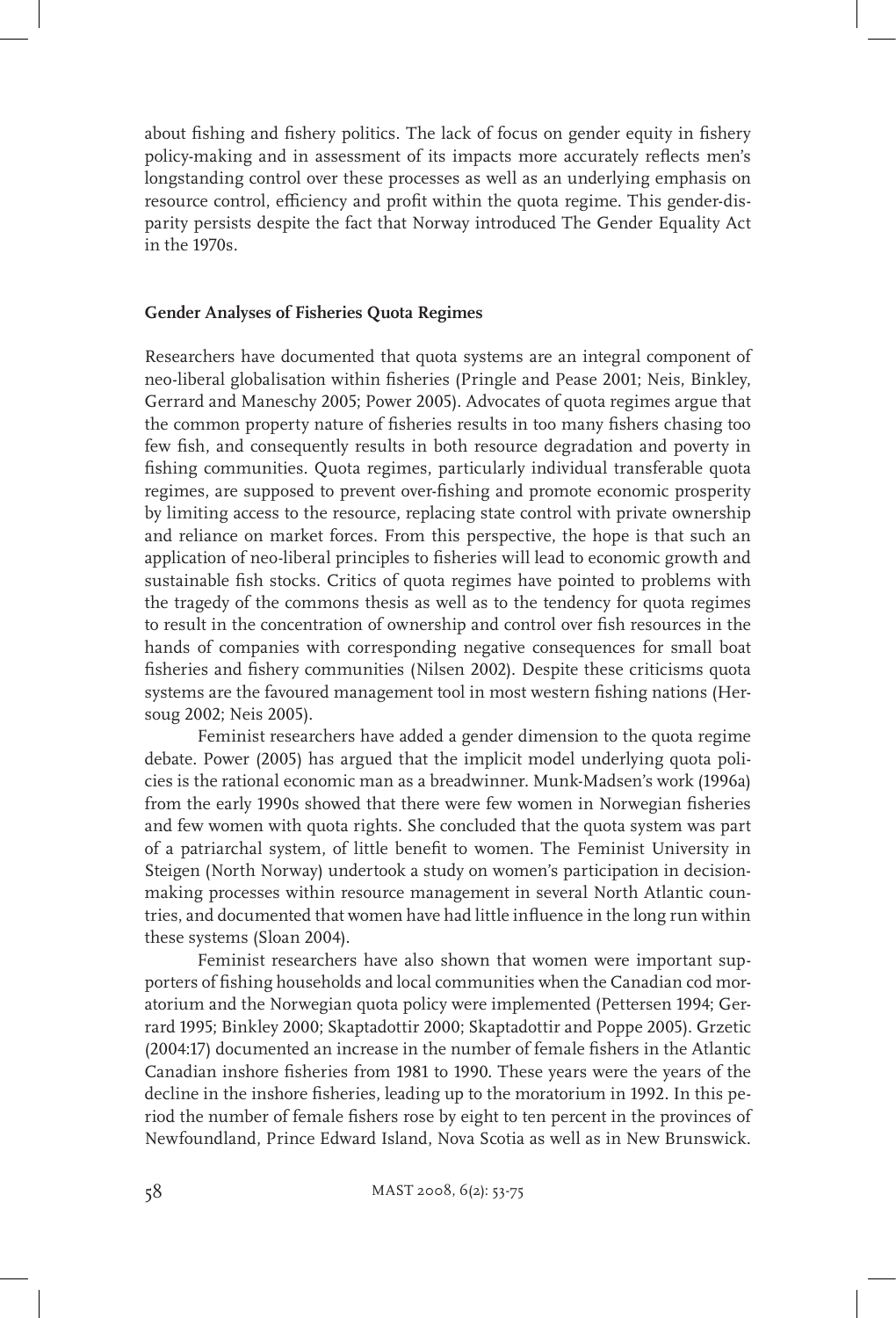about fishing and fishery politics. The lack of focus on gender equity in fishery policy-making and in assessment of its impacts more accurately reflects men's longstanding control over these processes as well as an underlying emphasis on resource control, efficiency and profit within the quota regime. This gender-disparity persists despite the fact that Norway introduced The Gender Equality Act in the 1970s.

## Gender Analyses of Fisheries Quota Regimes

Researchers have documented that quota systems are an integral component of neo-liberal globalisation within fisheries (Pringle and Pease 2001; Neis, Binkley, Gerrard and Maneschy 2005; Power 2005). Advocates of quota regimes argue that the common property nature of fisheries results in too many fishers chasing too few fish, and consequently results in both resource degradation and poverty in fishing communities. Quota regimes, particularly individual transferable quota regimes, are supposed to prevent over-fishing and promote economic prosperity by limiting access to the resource, replacing state control with private ownership and reliance on market forces. From this perspective, the hope is that such an application of neo-liberal principles to fisheries will lead to economic growth and sustainable fish stocks. Critics of quota regimes have pointed to problems with the tragedy of the commons thesis as well as to the tendency for quota regimes to result in the concentration of ownership and control over fish resources in the hands of companies with corresponding negative consequences for small boat fisheries and fishery communities (Nilsen 2002). Despite these criticisms quota systems are the favoured management tool in most western fishing nations (Hersoug 2002; Neis 2005).

Feminist researchers have added a gender dimension to the quota regime debate. Power (2005) has argued that the implicit model underlying quota policies is the rational economic man as a breadwinner. Munk-Madsen's work (1996a) from the early 1990s showed that there were few women in Norwegian fisheries and few women with quota rights. She concluded that the quota system was part of a patriarchal system, of little benefit to women. The Feminist University in Steigen (North Norway) undertook a study on women's participation in decision-making processes within resource management in several North Atlantic countries, and documented that women have had little influence in the long run within these systems (Sloan 2004).

Feminist researchers have also shown that women were important supporters of fishing households and local communities when the Canadian cod moratorium and the Norwegian quota policy were implemented (Pettersen 1994; Gerrard 1995; Binkley 2000; Skaptadottir 2000; Skaptadottir and Poppe 2005). Grzetic (2004:17) documented an increase in the number of female fishers in the Atlantic Canadian inshore fisheries from 1981 to 1990. These years were the years of the decline in the inshore fisheries, leading up to the moratorium in 1992. In this period the number of female fishers rose by eight to ten percent in the provinces of Newfoundland, Prince Edward Island, Nova Scotia as well as in New Brunswick.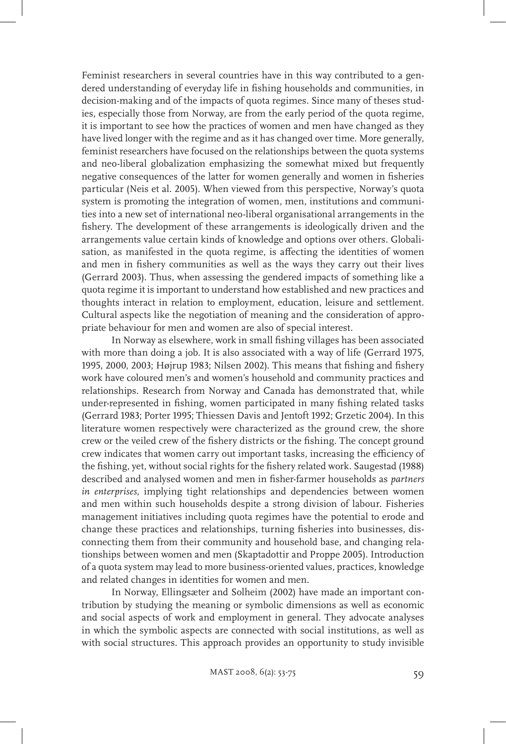Feminist researchers in several countries have in this way contributed to a gendered understanding of everyday life in fishing households and communities, in decision-making and of the impacts of quota regimes. Since many of theses studies, especially those from Norway, are from the early period of the quota regime, it is important to see how the practices of women and men have changed as they have lived longer with the regime and as it has changed over time. More generally, feminist researchers have focused on the relationships between the quota systems and neo-liberal globalization emphasizing the somewhat mixed but frequently negative consequences of the latter for women generally and women in fisheries particular (Neis et al. 2005). When viewed from this perspective, Norway's quota system is promoting the integration of women, men, institutions and communities into a new set of international neo-liberal organisational arrangements in the fishery. The development of these arrangements is ideologically driven and the arrangements value certain kinds of knowledge and options over others. Globalisation, as manifested in the quota regime, is affecting the identities of women and men in fishery communities as well as the ways they carry out their lives (Gerrard 2003). Thus, when assessing the gendered impacts of something like a quota regime it is important to understand how established and new practices and thoughts interact in relation to employment, education, leisure and settlement. Cultural aspects like the negotiation of meaning and the consideration of appropriate behaviour for men and women are also of special interest.

In Norway as elsewhere, work in small fishing villages has been associated with more than doing a job. It is also associated with a way of life (Gerrard 1975, 1995, 2000, 2003; Højrup 1983; Nilsen 2002). This means that fishing and fishery work have coloured men's and women's household and community practices and relationships. Research from Norway and Canada has demonstrated that, while under-represented in fishing, women participated in many fishing related tasks (Gerrard 1983; Porter 1995; Thiessen Davis and Jentoft 1992; Grzetic 2004). In this literature women respectively were characterized as the ground crew, the shore crew or the veiled crew of the fishery districts or the fishing. The concept ground crew indicates that women carry out important tasks, increasing the efficiency of the fishing, yet, without social rights for the fishery related work. Saugestad (1988) described and analysed women and men in fisher-farmer households as *partners in enterprises*, implying tight relationships and dependencies between women and men within such households despite a strong division of labour. Fisheries management initiatives including quota regimes have the potential to erode and change these practices and relationships, turning fisheries into businesses, disconnecting them from their community and household base, and changing relationships between women and men (Skaptadottir and Proppe 2005). Introduction of a quota system may lead to more business-oriented values, practices, knowledge and related changes in identities for women and men.

In Norway, Ellingsæter and Solheim (2002) have made an important contribution by studying the meaning or symbolic dimensions as well as economic and social aspects of work and employment in general. They advocate analyses in which the symbolic aspects are connected with social institutions, as well as with social structures. This approach provides an opportunity to study invisible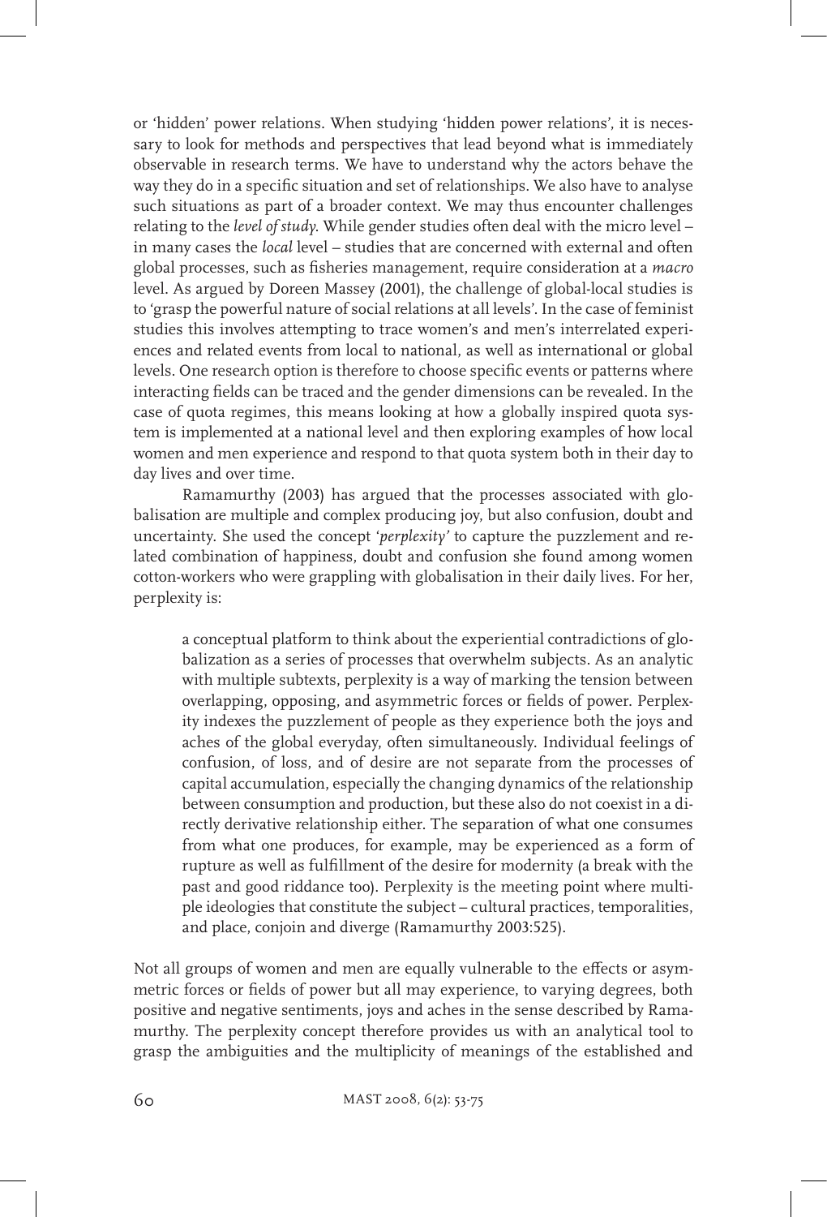or 'hidden' power relations. When studying 'hidden power relations', it is necessary to look for methods and perspectives that lead beyond what is immediately observable in research terms. We have to understand why the actors behave the way they do in a specific situation and set of relationships. We also have to analyse such situations as part of a broader context. We may thus encounter challenges relating to the *level of study*. While gender studies often deal with the micro level – in many cases the *local* level – studies that are concerned with external and often global processes, such as fisheries management, require consideration at a *macro* level. As argued by Doreen Massey (2001), the challenge of global-local studies is to 'grasp the powerful nature of social relations at all levels'. In the case of feminist studies this involves attempting to trace women's and men's interrelated experiences and related events from local to national, as well as international or global levels. One research option is therefore to choose specific events or patterns where interacting fields can be traced and the gender dimensions can be revealed. In the case of quota regimes, this means looking at how a globally inspired quota system is implemented at a national level and then exploring examples of how local women and men experience and respond to that quota system both in their day to day lives and over time.

Ramamurthy (2003) has argued that the processes associated with globalisation are multiple and complex producing joy, but also confusion, doubt and uncertainty. She used the concept '*perplexity*' to capture the puzzlement and related combination of happiness, doubt and confusion she found among women cotton-workers who were grappling with globalisation in their daily lives. For her, perplexity is:

> a conceptual platform to think about the experiential contradictions of globalization as a series of processes that overwhelm subjects. As an analytic with multiple subtexts, perplexity is a way of marking the tension between overlapping, opposing, and asymmetric forces or fields of power. Perplexity indexes the puzzlement of people as they experience both the joys and aches of the global everyday, often simultaneously. Individual feelings of confusion, of loss, and of desire are not separate from the processes of capital accumulation, especially the changing dynamics of the relationship between consumption and production, but these also do not coexist in a directly derivative relationship either. The separation of what one consumes from what one produces, for example, may be experienced as a form of rupture as well as fulfillment of the desire for modernity (a break with the past and good riddance too). Perplexity is the meeting point where multiple ideologies that constitute the subject – cultural practices, temporalities, and place, conjoin and diverge (Ramamurthy 2003:525).

Not all groups of women and men are equally vulnerable to the effects or asymmetric forces or fields of power but all may experience, to varying degrees, both positive and negative sentiments, joys and aches in the sense described by Ramamurthy. The perplexity concept therefore provides us with an analytical tool to grasp the ambiguities and the multiplicity of meanings of the established and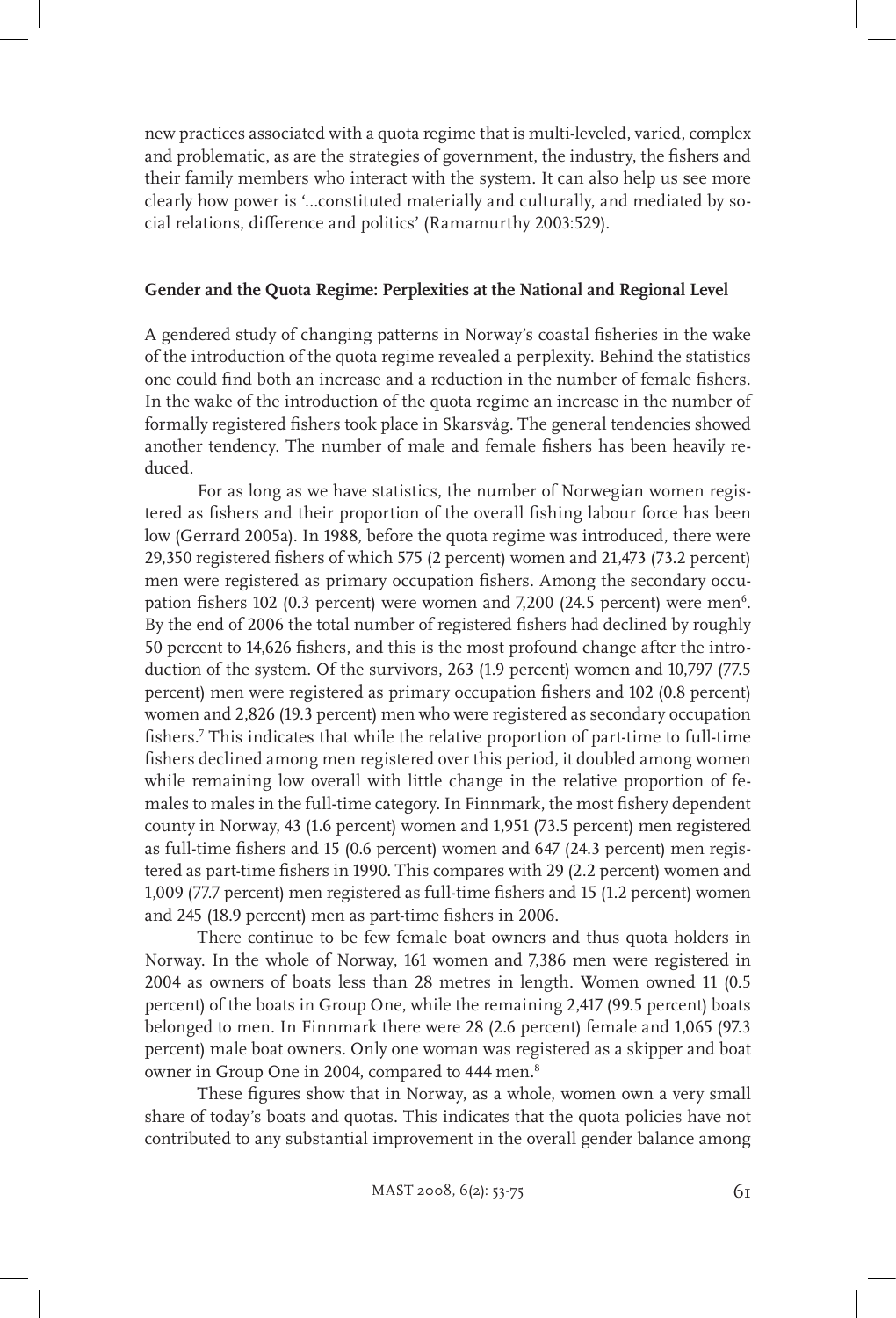new practices associated with a quota regime that is multi-leveled, varied, complex and problematic, as are the strategies of government, the industry, the fishers and their family members who interact with the system. It can also help us see more clearly how power is '...constituted materially and culturally, and mediated by social relations, difference and politics' (Ramamurthy 2003:529).

### Gender and the Quota Regime: Perplexities at the National and Regional Level

A gendered study of changing patterns in Norway's coastal fisheries in the wake of the introduction of the quota regime revealed a perplexity. Behind the statistics one could find both an increase and a reduction in the number of female fishers. In the wake of the introduction of the quota regime an increase in the number of formally registered fishers took place in Skarsvåg. The general tendencies showed another tendency. The number of male and female fishers has been heavily reduced.

For as long as we have statistics, the number of Norwegian women registered as fishers and their proportion of the overall fishing labour force has been low (Gerrard 2005a). In 1988, before the quota regime was introduced, there were 29,350 registered fishers of which 575 (2 percent) women and 21,473 (73.2 percent) men were registered as primary occupation fishers. Among the secondary occupation fishers 102 (0.3 percent) were women and 7,200 (24.5 percent) were men[6]. By the end of 2006 the total number of registered fishers had declined by roughly 50 percent to 14,626 fishers, and this is the most profound change after the introduction of the system. Of the survivors, 263 (1.9 percent) women and 10,797 (77.5 percent) men were registered as primary occupation fishers and 102 (0.8 percent) women and 2,826 (19.3 percent) men who were registered as secondary occupation fishers.[7] This indicates that while the relative proportion of part-time to full-time fishers declined among men registered over this period, it doubled among women while remaining low overall with little change in the relative proportion of females to males in the full-time category. In Finnmark, the most fishery dependent county in Norway, 43 (1.6 percent) women and 1,951 (73.5 percent) men registered as full-time fishers and 15 (0.6 percent) women and 647 (24.3 percent) men registered as part-time fishers in 1990. This compares with 29 (2.2 percent) women and 1,009 (77.7 percent) men registered as full-time fishers and 15 (1.2 percent) women and 245 (18.9 percent) men as part-time fishers in 2006.

There continue to be few female boat owners and thus quota holders in Norway. In the whole of Norway, 161 women and 7,386 men were registered in 2004 as owners of boats less than 28 metres in length. Women owned 11 (0.5 percent) of the boats in Group One, while the remaining 2,417 (99.5 percent) boats belonged to men. In Finnmark there were 28 (2.6 percent) female and 1,065 (97.3 percent) male boat owners. Only one woman was registered as a skipper and boat owner in Group One in 2004, compared to 444 men.[8]

These figures show that in Norway, as a whole, women own a very small share of today's boats and quotas. This indicates that the quota policies have not contributed to any substantial improvement in the overall gender balance among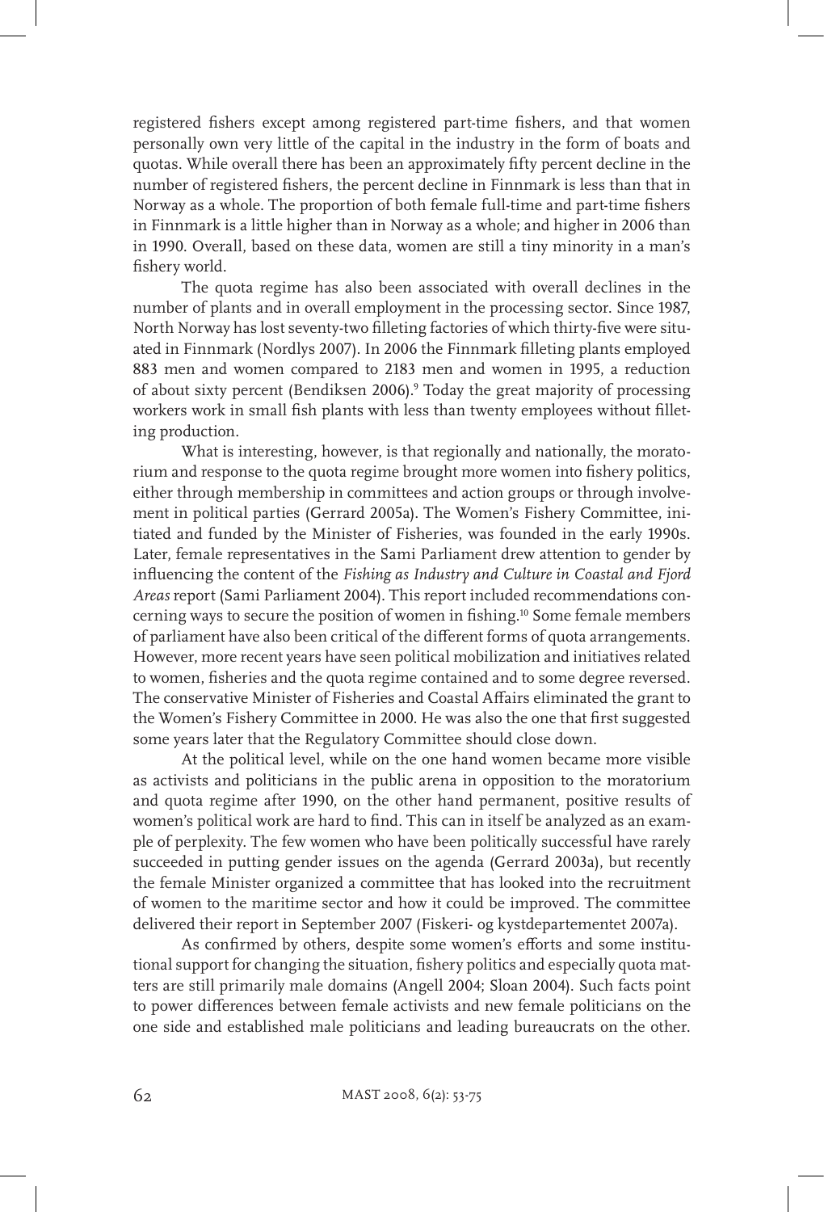registered fishers except among registered part-time fishers, and that women personally own very little of the capital in the industry in the form of boats and quotas. While overall there has been an approximately fifty percent decline in the number of registered fishers, the percent decline in Finnmark is less than that in Norway as a whole. The proportion of both female full-time and part-time fishers in Finnmark is a little higher than in Norway as a whole; and higher in 2006 than in 1990. Overall, based on these data, women are still a tiny minority in a man's fishery world.

The quota regime has also been associated with overall declines in the number of plants and in overall employment in the processing sector. Since 1987, North Norway has lost seventy-two filleting factories of which thirty-five were situated in Finnmark (Nordlys 2007). In 2006 the Finnmark filleting plants employed 883 men and women compared to 2183 men and women in 1995, a reduction of about sixty percent (Bendiksen 2006).[9] Today the great majority of processing workers work in small fish plants with less than twenty employees without filleting production.

What is interesting, however, is that regionally and nationally, the moratorium and response to the quota regime brought more women into fishery politics, either through membership in committees and action groups or through involvement in political parties (Gerrard 2005a). The Women's Fishery Committee, initiated and funded by the Minister of Fisheries, was founded in the early 1990s. Later, female representatives in the Sami Parliament drew attention to gender by influencing the content of the *Fishing as Industry and Culture in Coastal and Fjord Areas* report (Sami Parliament 2004). This report included recommendations concerning ways to secure the position of women in fishing.[10] Some female members of parliament have also been critical of the different forms of quota arrangements. However, more recent years have seen political mobilization and initiatives related to women, fisheries and the quota regime contained and to some degree reversed. The conservative Minister of Fisheries and Coastal Affairs eliminated the grant to the Women's Fishery Committee in 2000. He was also the one that first suggested some years later that the Regulatory Committee should close down.

At the political level, while on the one hand women became more visible as activists and politicians in the public arena in opposition to the moratorium and quota regime after 1990, on the other hand permanent, positive results of women's political work are hard to find. This can in itself be analyzed as an example of perplexity. The few women who have been politically successful have rarely succeeded in putting gender issues on the agenda (Gerrard 2003a), but recently the female Minister organized a committee that has looked into the recruitment of women to the maritime sector and how it could be improved. The committee delivered their report in September 2007 (Fiskeri- og kystdepartementet 2007a).

As confirmed by others, despite some women's efforts and some institutional support for changing the situation, fishery politics and especially quota matters are still primarily male domains (Angell 2004; Sloan 2004). Such facts point to power differences between female activists and new female politicians on the one side and established male politicians and leading bureaucrats on the other.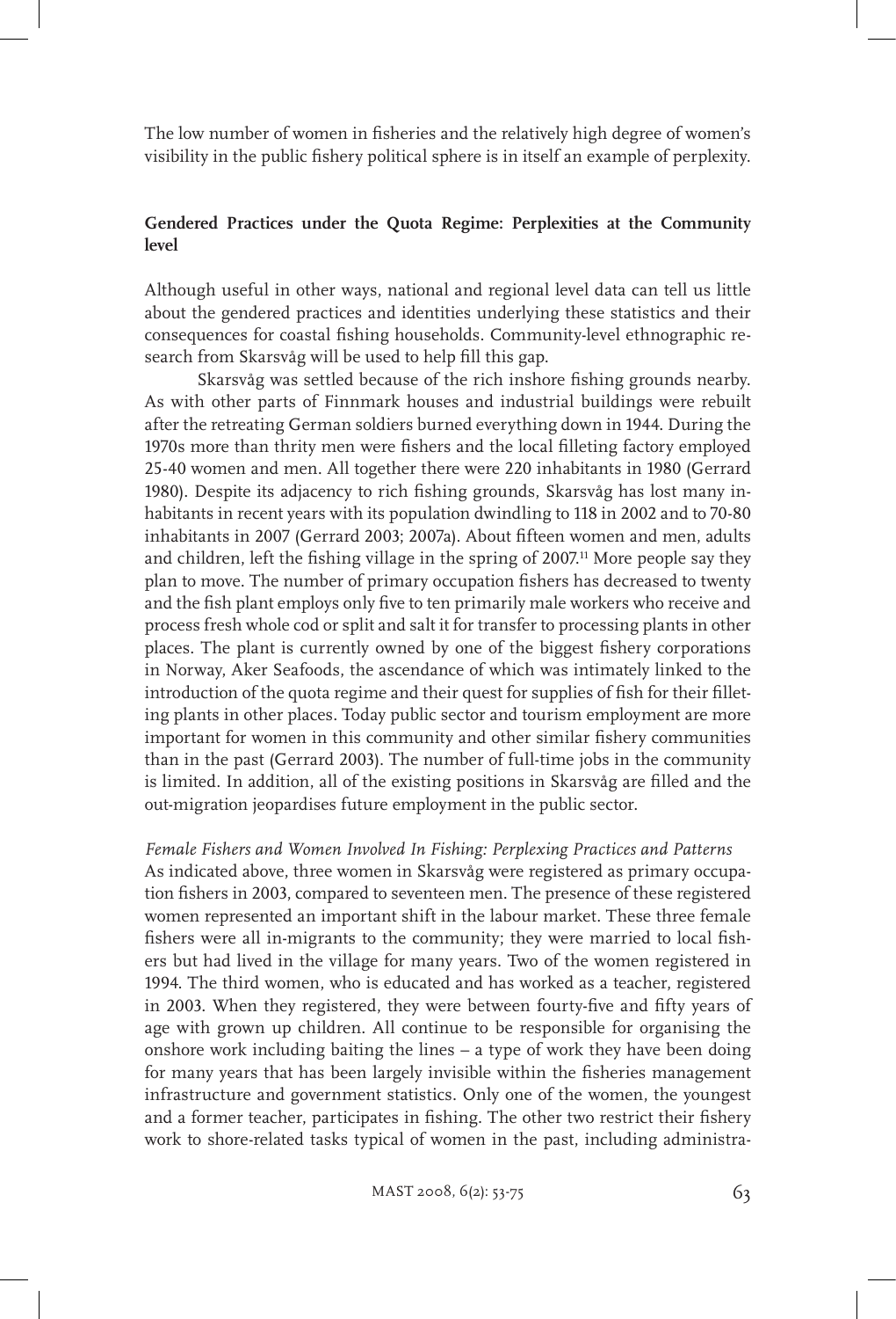The low number of women in fisheries and the relatively high degree of women's visibility in the public fishery political sphere is in itself an example of perplexity.

## Gendered Practices under the Quota Regime: Perplexities at the Community level

Although useful in other ways, national and regional level data can tell us little about the gendered practices and identities underlying these statistics and their consequences for coastal fishing households. Community-level ethnographic research from Skarsvåg will be used to help fill this gap.

Skarsvåg was settled because of the rich inshore fishing grounds nearby. As with other parts of Finnmark houses and industrial buildings were rebuilt after the retreating German soldiers burned everything down in 1944. During the 1970s more than thrity men were fishers and the local filleting factory employed 25-40 women and men. All together there were 220 inhabitants in 1980 (Gerrard 1980). Despite its adjacency to rich fishing grounds, Skarsvåg has lost many inhabitants in recent years with its population dwindling to 118 in 2002 and to 70-80 inhabitants in 2007 (Gerrard 2003; 2007a). About fifteen women and men, adults and children, left the fishing village in the spring of 2007.[11] More people say they plan to move. The number of primary occupation fishers has decreased to twenty and the fish plant employs only five to ten primarily male workers who receive and process fresh whole cod or split and salt it for transfer to processing plants in other places. The plant is currently owned by one of the biggest fishery corporations in Norway, Aker Seafoods, the ascendance of which was intimately linked to the introduction of the quota regime and their quest for supplies of fish for their filleting plants in other places. Today public sector and tourism employment are more important for women in this community and other similar fishery communities than in the past (Gerrard 2003). The number of full-time jobs in the community is limited. In addition, all of the existing positions in Skarsvåg are filled and the out-migration jeopardises future employment in the public sector.

### *Female Fishers and Women Involved In Fishing: Perplexing Practices and Patterns*

As indicated above, three women in Skarsvåg were registered as primary occupation fishers in 2003, compared to seventeen men. The presence of these registered women represented an important shift in the labour market. These three female fishers were all in-migrants to the community; they were married to local fishers but had lived in the village for many years. Two of the women registered in 1994. The third women, who is educated and has worked as a teacher, registered in 2003. When they registered, they were between fourty-five and fifty years of age with grown up children. All continue to be responsible for organising the onshore work including baiting the lines – a type of work they have been doing for many years that has been largely invisible within the fisheries management infrastructure and government statistics. Only one of the women, the youngest and a former teacher, participates in fishing. The other two restrict their fishery work to shore-related tasks typical of women in the past, including administra-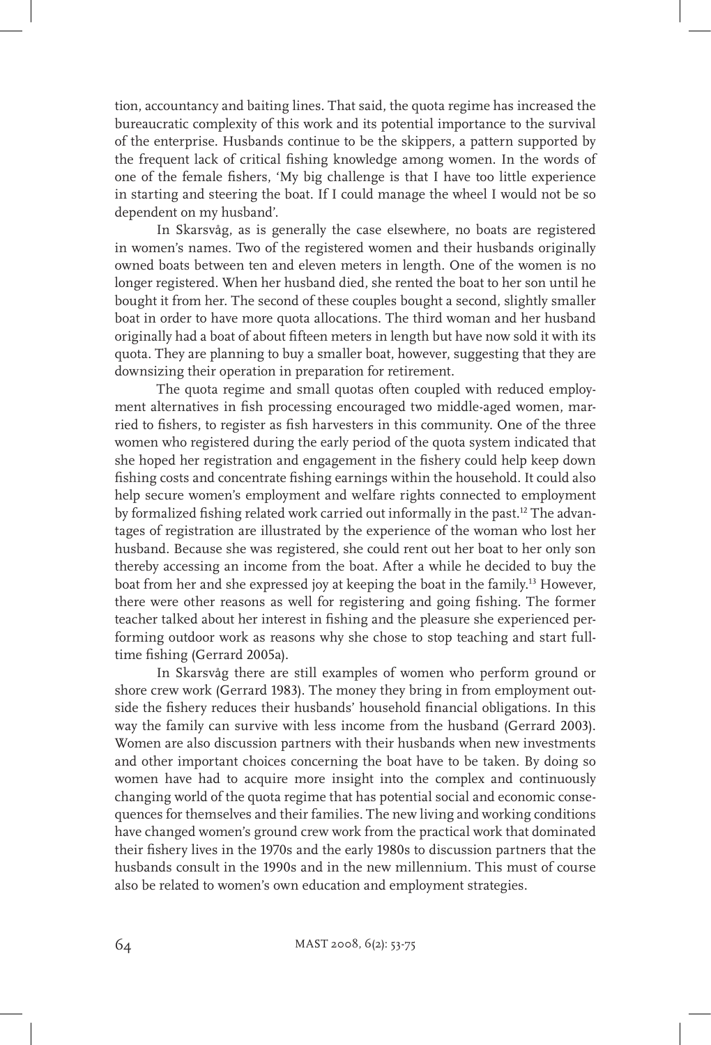tion, accountancy and baiting lines. That said, the quota regime has increased the bureaucratic complexity of this work and its potential importance to the survival of the enterprise. Husbands continue to be the skippers, a pattern supported by the frequent lack of critical fishing knowledge among women. In the words of one of the female fishers, 'My big challenge is that I have too little experience in starting and steering the boat. If I could manage the wheel I would not be so dependent on my husband'.

In Skarsvåg, as is generally the case elsewhere, no boats are registered in women's names. Two of the registered women and their husbands originally owned boats between ten and eleven meters in length. One of the women is no longer registered. When her husband died, she rented the boat to her son until he bought it from her. The second of these couples bought a second, slightly smaller boat in order to have more quota allocations. The third woman and her husband originally had a boat of about fifteen meters in length but have now sold it with its quota. They are planning to buy a smaller boat, however, suggesting that they are downsizing their operation in preparation for retirement.

The quota regime and small quotas often coupled with reduced employment alternatives in fish processing encouraged two middle-aged women, married to fishers, to register as fish harvesters in this community. One of the three women who registered during the early period of the quota system indicated that she hoped her registration and engagement in the fishery could help keep down fishing costs and concentrate fishing earnings within the household. It could also help secure women's employment and welfare rights connected to employment by formalized fishing related work carried out informally in the past.[12] The advantages of registration are illustrated by the experience of the woman who lost her husband. Because she was registered, she could rent out her boat to her only son thereby accessing an income from the boat. After a while he decided to buy the boat from her and she expressed joy at keeping the boat in the family.[13] However, there were other reasons as well for registering and going fishing. The former teacher talked about her interest in fishing and the pleasure she experienced performing outdoor work as reasons why she chose to stop teaching and start full-time fishing (Gerrard 2005a).

In Skarsvåg there are still examples of women who perform ground or shore crew work (Gerrard 1983). The money they bring in from employment outside the fishery reduces their husbands' household financial obligations. In this way the family can survive with less income from the husband (Gerrard 2003). Women are also discussion partners with their husbands when new investments and other important choices concerning the boat have to be taken. By doing so women have had to acquire more insight into the complex and continuously changing world of the quota regime that has potential social and economic consequences for themselves and their families. The new living and working conditions have changed women's ground crew work from the practical work that dominated their fishery lives in the 1970s and the early 1980s to discussion partners that the husbands consult in the 1990s and in the new millennium. This must of course also be related to women's own education and employment strategies.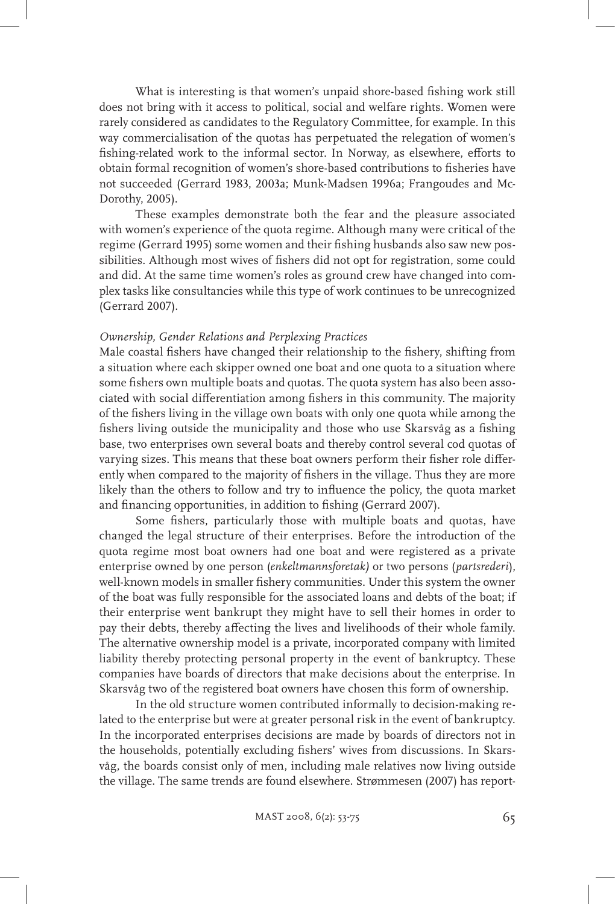What is interesting is that women's unpaid shore-based fishing work still does not bring with it access to political, social and welfare rights. Women were rarely considered as candidates to the Regulatory Committee, for example. In this way commercialisation of the quotas has perpetuated the relegation of women's fishing-related work to the informal sector. In Norway, as elsewhere, efforts to obtain formal recognition of women's shore-based contributions to fisheries have not succeeded (Gerrard 1983, 2003a; Munk-Madsen 1996a; Frangoudes and Mc-Dorothy, 2005).

These examples demonstrate both the fear and the pleasure associated with women's experience of the quota regime. Although many were critical of the regime (Gerrard 1995) some women and their fishing husbands also saw new possibilities. Although most wives of fishers did not opt for registration, some could and did. At the same time women's roles as ground crew have changed into complex tasks like consultancies while this type of work continues to be unrecognized (Gerrard 2007).

### *Ownership, Gender Relations and Perplexing Practices*

Male coastal fishers have changed their relationship to the fishery, shifting from a situation where each skipper owned one boat and one quota to a situation where some fishers own multiple boats and quotas. The quota system has also been associated with social differentiation among fishers in this community. The majority of the fishers living in the village own boats with only one quota while among the fishers living outside the municipality and those who use Skarsvåg as a fishing base, two enterprises own several boats and thereby control several cod quotas of varying sizes. This means that these boat owners perform their fisher role differently when compared to the majority of fishers in the village. Thus they are more likely than the others to follow and try to influence the policy, the quota market and financing opportunities, in addition to fishing (Gerrard 2007).

Some fishers, particularly those with multiple boats and quotas, have changed the legal structure of their enterprises. Before the introduction of the quota regime most boat owners had one boat and were registered as a private enterprise owned by one person (*enkeltmannsforetak)* or two persons (*partsrederi*), well-known models in smaller fishery communities. Under this system the owner of the boat was fully responsible for the associated loans and debts of the boat; if their enterprise went bankrupt they might have to sell their homes in order to pay their debts, thereby affecting the lives and livelihoods of their whole family. The alternative ownership model is a private, incorporated company with limited liability thereby protecting personal property in the event of bankruptcy. These companies have boards of directors that make decisions about the enterprise. In Skarsvåg two of the registered boat owners have chosen this form of ownership.

In the old structure women contributed informally to decision-making related to the enterprise but were at greater personal risk in the event of bankruptcy. In the incorporated enterprises decisions are made by boards of directors not in the households, potentially excluding fishers' wives from discussions. In Skarsvåg, the boards consist only of men, including male relatives now living outside the village. The same trends are found elsewhere. Strømmesen (2007) has report-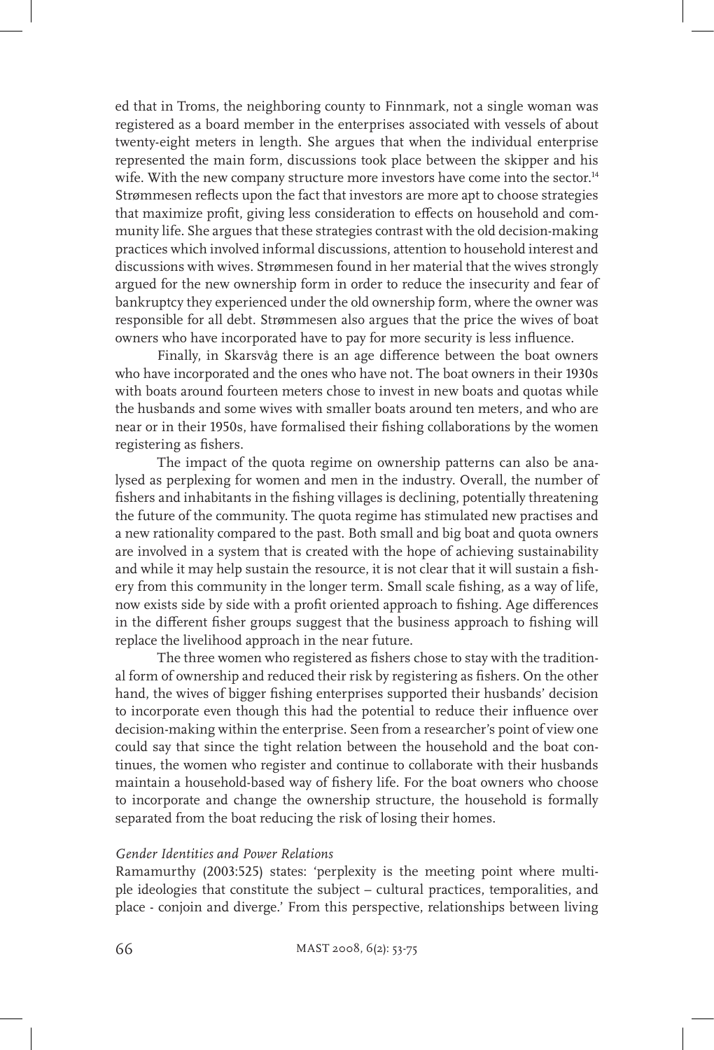ed that in Troms, the neighboring county to Finnmark, not a single woman was registered as a board member in the enterprises associated with vessels of about twenty-eight meters in length. She argues that when the individual enterprise represented the main form, discussions took place between the skipper and his wife. With the new company structure more investors have come into the sector.[14] Strømmesen reflects upon the fact that investors are more apt to choose strategies that maximize profit, giving less consideration to effects on household and community life. She argues that these strategies contrast with the old decision-making practices which involved informal discussions, attention to household interest and discussions with wives. Strømmesen found in her material that the wives strongly argued for the new ownership form in order to reduce the insecurity and fear of bankruptcy they experienced under the old ownership form, where the owner was responsible for all debt. Strømmesen also argues that the price the wives of boat owners who have incorporated have to pay for more security is less influence.

Finally, in Skarsvåg there is an age difference between the boat owners who have incorporated and the ones who have not. The boat owners in their 1930s with boats around fourteen meters chose to invest in new boats and quotas while the husbands and some wives with smaller boats around ten meters, and who are near or in their 1950s, have formalised their fishing collaborations by the women registering as fishers.

The impact of the quota regime on ownership patterns can also be analysed as perplexing for women and men in the industry. Overall, the number of fishers and inhabitants in the fishing villages is declining, potentially threatening the future of the community. The quota regime has stimulated new practises and a new rationality compared to the past. Both small and big boat and quota owners are involved in a system that is created with the hope of achieving sustainability and while it may help sustain the resource, it is not clear that it will sustain a fishery from this community in the longer term. Small scale fishing, as a way of life, now exists side by side with a profit oriented approach to fishing. Age differences in the different fisher groups suggest that the business approach to fishing will replace the livelihood approach in the near future.

The three women who registered as fishers chose to stay with the traditional form of ownership and reduced their risk by registering as fishers. On the other hand, the wives of bigger fishing enterprises supported their husbands' decision to incorporate even though this had the potential to reduce their influence over decision-making within the enterprise. Seen from a researcher's point of view one could say that since the tight relation between the household and the boat continues, the women who register and continue to collaborate with their husbands maintain a household-based way of fishery life. For the boat owners who choose to incorporate and change the ownership structure, the household is formally separated from the boat reducing the risk of losing their homes.

*Gender Identities and Power Relations*

Ramamurthy (2003:525) states: 'perplexity is the meeting point where multiple ideologies that constitute the subject – cultural practices, temporalities, and place - conjoin and diverge.' From this perspective, relationships between living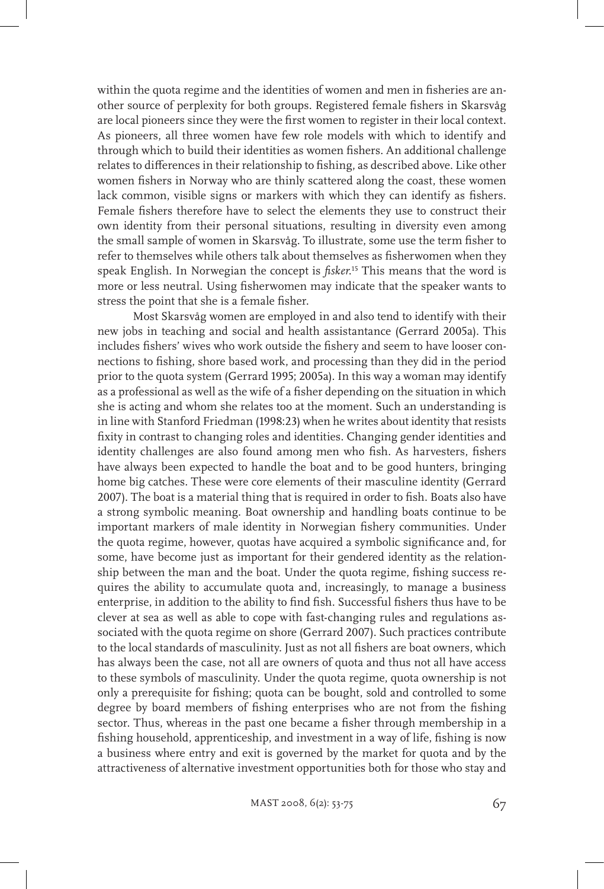within the quota regime and the identities of women and men in fisheries are another source of perplexity for both groups. Registered female fishers in Skarsvåg are local pioneers since they were the first women to register in their local context. As pioneers, all three women have few role models with which to identify and through which to build their identities as women fishers. An additional challenge relates to differences in their relationship to fishing, as described above. Like other women fishers in Norway who are thinly scattered along the coast, these women lack common, visible signs or markers with which they can identify as fishers. Female fishers therefore have to select the elements they use to construct their own identity from their personal situations, resulting in diversity even among the small sample of women in Skarsvåg. To illustrate, some use the term fisher to refer to themselves while others talk about themselves as fisherwomen when they speak English. In Norwegian the concept is *fisker*.[15] This means that the word is more or less neutral. Using fisherwomen may indicate that the speaker wants to stress the point that she is a female fisher.

Most Skarsvåg women are employed in and also tend to identify with their new jobs in teaching and social and health assistantance (Gerrard 2005a). This includes fishers' wives who work outside the fishery and seem to have looser connections to fishing, shore based work, and processing than they did in the period prior to the quota system (Gerrard 1995; 2005a). In this way a woman may identify as a professional as well as the wife of a fisher depending on the situation in which she is acting and whom she relates too at the moment. Such an understanding is in line with Stanford Friedman (1998:23) when he writes about identity that resists fixity in contrast to changing roles and identities. Changing gender identities and identity challenges are also found among men who fish. As harvesters, fishers have always been expected to handle the boat and to be good hunters, bringing home big catches. These were core elements of their masculine identity (Gerrard 2007). The boat is a material thing that is required in order to fish. Boats also have a strong symbolic meaning. Boat ownership and handling boats continue to be important markers of male identity in Norwegian fishery communities. Under the quota regime, however, quotas have acquired a symbolic significance and, for some, have become just as important for their gendered identity as the relationship between the man and the boat. Under the quota regime, fishing success requires the ability to accumulate quota and, increasingly, to manage a business enterprise, in addition to the ability to find fish. Successful fishers thus have to be clever at sea as well as able to cope with fast-changing rules and regulations associated with the quota regime on shore (Gerrard 2007). Such practices contribute to the local standards of masculinity. Just as not all fishers are boat owners, which has always been the case, not all are owners of quota and thus not all have access to these symbols of masculinity. Under the quota regime, quota ownership is not only a prerequisite for fishing; quota can be bought, sold and controlled to some degree by board members of fishing enterprises who are not from the fishing sector. Thus, whereas in the past one became a fisher through membership in a fishing household, apprenticeship, and investment in a way of life, fishing is now a business where entry and exit is governed by the market for quota and by the attractiveness of alternative investment opportunities both for those who stay and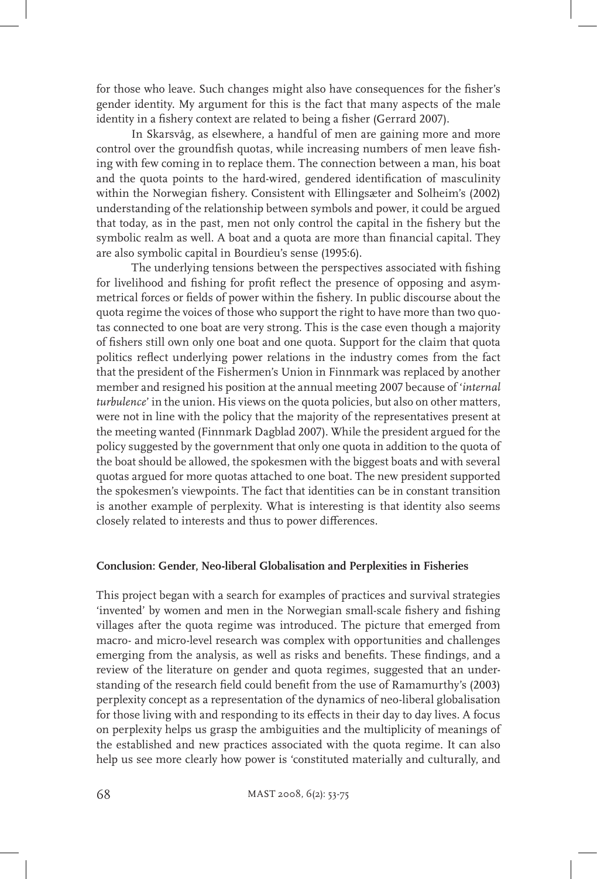for those who leave. Such changes might also have consequences for the fisher's gender identity. My argument for this is the fact that many aspects of the male identity in a fishery context are related to being a fisher (Gerrard 2007).

In Skarsvåg, as elsewhere, a handful of men are gaining more and more control over the groundfish quotas, while increasing numbers of men leave fishing with few coming in to replace them. The connection between a man, his boat and the quota points to the hard-wired, gendered identification of masculinity within the Norwegian fishery. Consistent with Ellingsæter and Solheim's (2002) understanding of the relationship between symbols and power, it could be argued that today, as in the past, men not only control the capital in the fishery but the symbolic realm as well. A boat and a quota are more than financial capital. They are also symbolic capital in Bourdieu's sense (1995:6).

The underlying tensions between the perspectives associated with fishing for livelihood and fishing for profit reflect the presence of opposing and asymmetrical forces or fields of power within the fishery. In public discourse about the quota regime the voices of those who support the right to have more than two quotas connected to one boat are very strong. This is the case even though a majority of fishers still own only one boat and one quota. Support for the claim that quota politics reflect underlying power relations in the industry comes from the fact that the president of the Fishermen's Union in Finnmark was replaced by another member and resigned his position at the annual meeting 2007 because of '*internal turbulence*' in the union. His views on the quota policies, but also on other matters, were not in line with the policy that the majority of the representatives present at the meeting wanted (Finnmark Dagblad 2007). While the president argued for the policy suggested by the government that only one quota in addition to the quota of the boat should be allowed, the spokesmen with the biggest boats and with several quotas argued for more quotas attached to one boat. The new president supported the spokesmen's viewpoints. The fact that identities can be in constant transition is another example of perplexity. What is interesting is that identity also seems closely related to interests and thus to power differences.

## Conclusion: Gender, Neo-liberal Globalisation and Perplexities in Fisheries

This project began with a search for examples of practices and survival strategies 'invented' by women and men in the Norwegian small-scale fishery and fishing villages after the quota regime was introduced. The picture that emerged from macro- and micro-level research was complex with opportunities and challenges emerging from the analysis, as well as risks and benefits. These findings, and a review of the literature on gender and quota regimes, suggested that an understanding of the research field could benefit from the use of Ramamurthy's (2003) perplexity concept as a representation of the dynamics of neo-liberal globalisation for those living with and responding to its effects in their day to day lives. A focus on perplexity helps us grasp the ambiguities and the multiplicity of meanings of the established and new practices associated with the quota regime. It can also help us see more clearly how power is 'constituted materially and culturally, and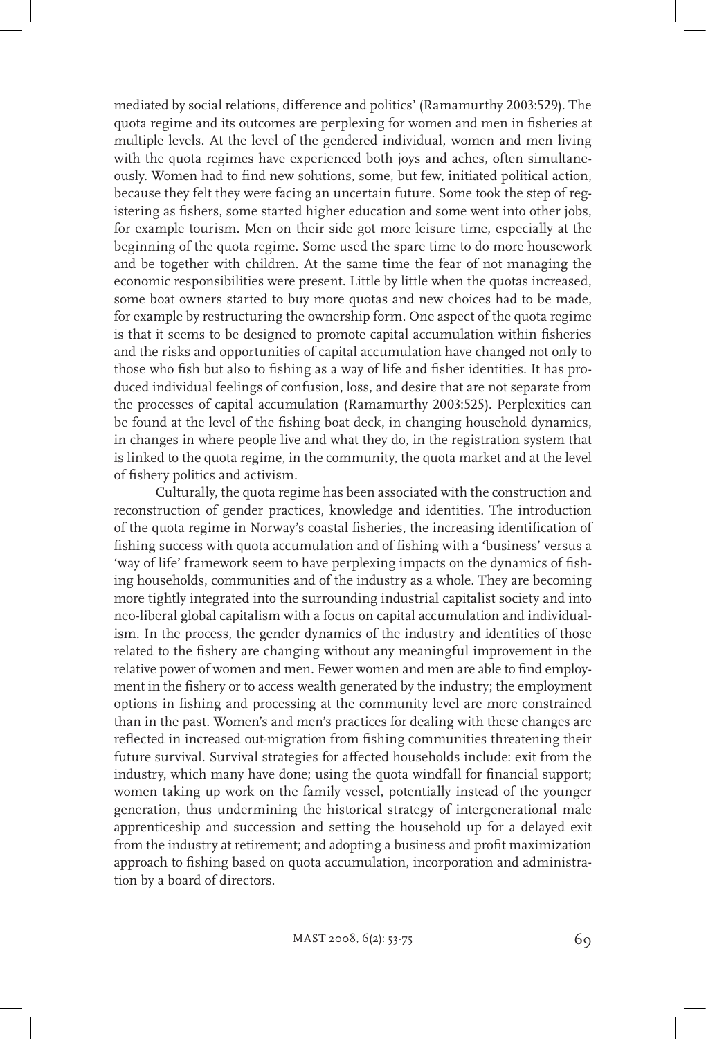mediated by social relations, difference and politics' (Ramamurthy 2003:529). The quota regime and its outcomes are perplexing for women and men in fisheries at multiple levels. At the level of the gendered individual, women and men living with the quota regimes have experienced both joys and aches, often simultaneously. Women had to find new solutions, some, but few, initiated political action, because they felt they were facing an uncertain future. Some took the step of registering as fishers, some started higher education and some went into other jobs, for example tourism. Men on their side got more leisure time, especially at the beginning of the quota regime. Some used the spare time to do more housework and be together with children. At the same time the fear of not managing the economic responsibilities were present. Little by little when the quotas increased, some boat owners started to buy more quotas and new choices had to be made, for example by restructuring the ownership form. One aspect of the quota regime is that it seems to be designed to promote capital accumulation within fisheries and the risks and opportunities of capital accumulation have changed not only to those who fish but also to fishing as a way of life and fisher identities. It has produced individual feelings of confusion, loss, and desire that are not separate from the processes of capital accumulation (Ramamurthy 2003:525). Perplexities can be found at the level of the fishing boat deck, in changing household dynamics, in changes in where people live and what they do, in the registration system that is linked to the quota regime, in the community, the quota market and at the level of fishery politics and activism.

Culturally, the quota regime has been associated with the construction and reconstruction of gender practices, knowledge and identities. The introduction of the quota regime in Norway's coastal fisheries, the increasing identification of fishing success with quota accumulation and of fishing with a 'business' versus a 'way of life' framework seem to have perplexing impacts on the dynamics of fishing households, communities and of the industry as a whole. They are becoming more tightly integrated into the surrounding industrial capitalist society and into neo-liberal global capitalism with a focus on capital accumulation and individualism. In the process, the gender dynamics of the industry and identities of those related to the fishery are changing without any meaningful improvement in the relative power of women and men. Fewer women and men are able to find employment in the fishery or to access wealth generated by the industry; the employment options in fishing and processing at the community level are more constrained than in the past. Women's and men's practices for dealing with these changes are reflected in increased out-migration from fishing communities threatening their future survival. Survival strategies for affected households include: exit from the industry, which many have done; using the quota windfall for financial support; women taking up work on the family vessel, potentially instead of the younger generation, thus undermining the historical strategy of intergenerational male apprenticeship and succession and setting the household up for a delayed exit from the industry at retirement; and adopting a business and profit maximization approach to fishing based on quota accumulation, incorporation and administration by a board of directors.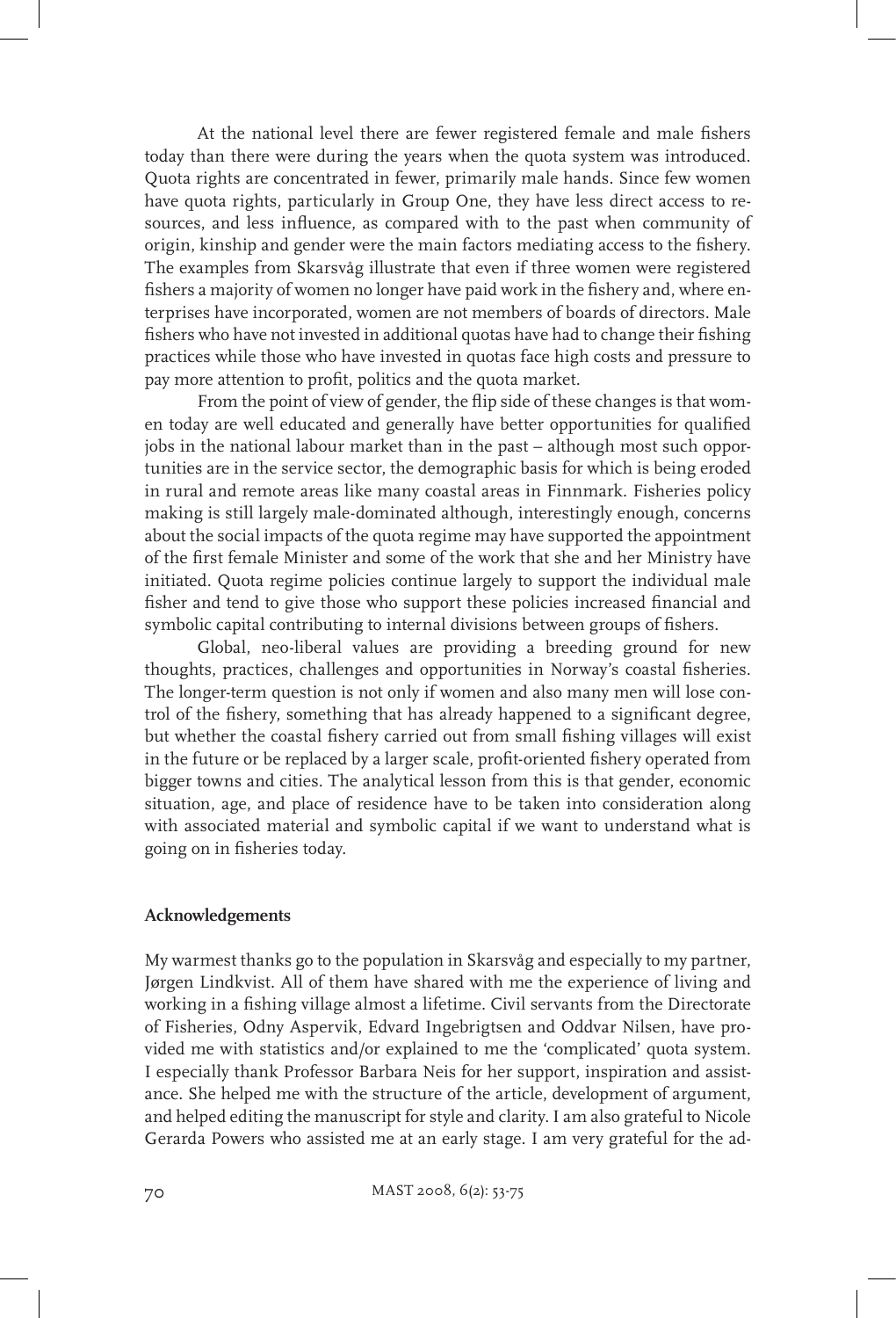At the national level there are fewer registered female and male fishers today than there were during the years when the quota system was introduced. Quota rights are concentrated in fewer, primarily male hands. Since few women have quota rights, particularly in Group One, they have less direct access to resources, and less influence, as compared with to the past when community of origin, kinship and gender were the main factors mediating access to the fishery. The examples from Skarsvåg illustrate that even if three women were registered fishers a majority of women no longer have paid work in the fishery and, where enterprises have incorporated, women are not members of boards of directors. Male fishers who have not invested in additional quotas have had to change their fishing practices while those who have invested in quotas face high costs and pressure to pay more attention to profit, politics and the quota market.

From the point of view of gender, the flip side of these changes is that women today are well educated and generally have better opportunities for qualified jobs in the national labour market than in the past – although most such opportunities are in the service sector, the demographic basis for which is being eroded in rural and remote areas like many coastal areas in Finnmark. Fisheries policy making is still largely male-dominated although, interestingly enough, concerns about the social impacts of the quota regime may have supported the appointment of the first female Minister and some of the work that she and her Ministry have initiated. Quota regime policies continue largely to support the individual male fisher and tend to give those who support these policies increased financial and symbolic capital contributing to internal divisions between groups of fishers.

Global, neo-liberal values are providing a breeding ground for new thoughts, practices, challenges and opportunities in Norway's coastal fisheries. The longer-term question is not only if women and also many men will lose control of the fishery, something that has already happened to a significant degree, but whether the coastal fishery carried out from small fishing villages will exist in the future or be replaced by a larger scale, profit-oriented fishery operated from bigger towns and cities. The analytical lesson from this is that gender, economic situation, age, and place of residence have to be taken into consideration along with associated material and symbolic capital if we want to understand what is going on in fisheries today.

**Acknowledgements**

My warmest thanks go to the population in Skarsvåg and especially to my partner, Jørgen Lindkvist. All of them have shared with me the experience of living and working in a fishing village almost a lifetime. Civil servants from the Directorate of Fisheries, Odny Aspervik, Edvard Ingebrigtsen and Oddvar Nilsen, have provided me with statistics and/or explained to me the 'complicated' quota system. I especially thank Professor Barbara Neis for her support, inspiration and assistance. She helped me with the structure of the article, development of argument, and helped editing the manuscript for style and clarity. I am also grateful to Nicole Gerarda Powers who assisted me at an early stage. I am very grateful for the ad-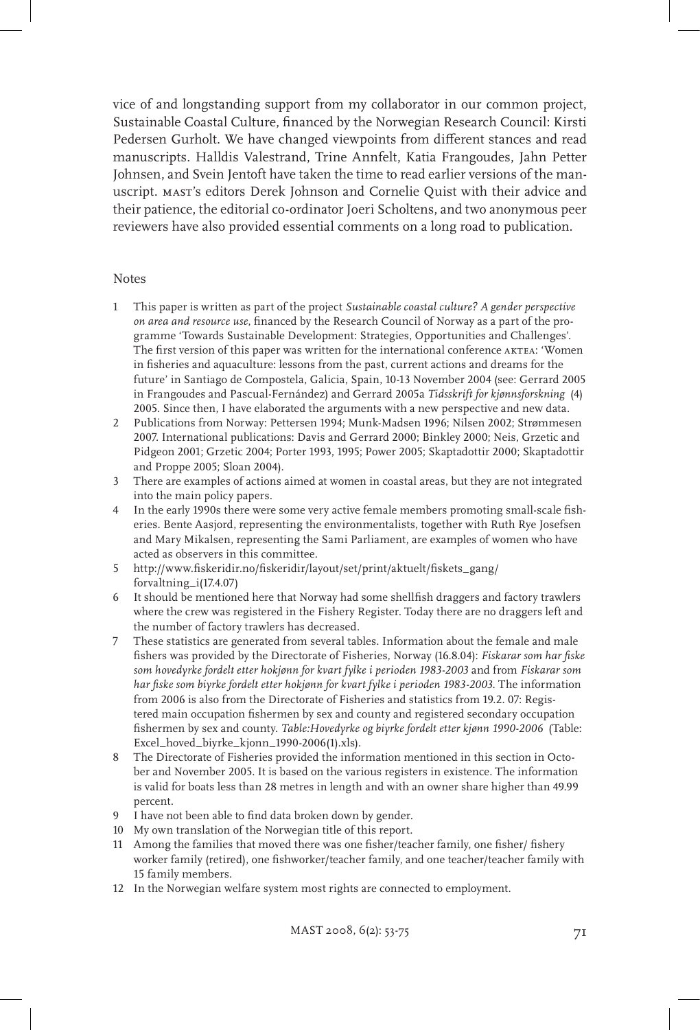vice of and longstanding support from my collaborator in our common project, Sustainable Coastal Culture, financed by the Norwegian Research Council: Kirsti Pedersen Gurholt. We have changed viewpoints from different stances and read manuscripts. Halldis Valestrand, Trine Annfelt, Katia Frangoudes, Jahn Petter Johnsen, and Svein Jentoft have taken the time to read earlier versions of the manuscript. MAST's editors Derek Johnson and Cornelie Quist with their advice and their patience, the editorial co-ordinator Joeri Scholtens, and two anonymous peer reviewers have also provided essential comments on a long road to publication.

## Notes

1. This paper is written as part of the project *Sustainable coastal culture? A gender perspective on area and resource use*, financed by the Research Council of Norway as a part of the programme 'Towards Sustainable Development: Strategies, Opportunities and Challenges'. The first version of this paper was written for the international conference AKTEA: 'Women in fisheries and aquaculture: lessons from the past, current actions and dreams for the future' in Santiago de Compostela, Galicia, Spain, 10-13 November 2004 (see: Gerrard 2005 in Frangoudes and Pascual-Fernández) and Gerrard 2005a *Tidsskrift for kjønnsforskning* (4) 2005. Since then, I have elaborated the arguments with a new perspective and new data.
2. Publications from Norway: Pettersen 1994; Munk-Madsen 1996; Nilsen 2002; Strømmesen 2007. International publications: Davis and Gerrard 2000; Binkley 2000; Neis, Grzetic and Pidgeon 2001; Grzetic 2004; Porter 1993, 1995; Power 2005; Skaptadottir 2000; Skaptadottir and Proppe 2005; Sloan 2004).
3. There are examples of actions aimed at women in coastal areas, but they are not integrated into the main policy papers.
4. In the early 1990s there were some very active female members promoting small-scale fisheries. Bente Aasjord, representing the environmentalists, together with Ruth Rye Josefsen and Mary Mikalsen, representing the Sami Parliament, are examples of women who have acted as observers in this committee.
5. http://www.fiskeridir.no/fiskeridir/layout/set/print/aktuelt/fiskets_gang/forvaltning_i(17.4.07)
6. It should be mentioned here that Norway had some shellfish draggers and factory trawlers where the crew was registered in the Fishery Register. Today there are no draggers left and the number of factory trawlers has decreased.
7. These statistics are generated from several tables. Information about the female and male fishers was provided by the Directorate of Fisheries, Norway (16.8.04): *Fiskarar som har fiske som hovedyrke fordelt etter hokjønn for kvart fylke i perioden 1983-2003* and from *Fiskarar som har fiske som biyrke fordelt etter hokjønn for kvart fylke i perioden 1983-2003*. The information from 2006 is also from the Directorate of Fisheries and statistics from 19.2. 07: Registered main occupation fishermen by sex and county and registered secondary occupation fishermen by sex and county. *Table:Hovedyrke og biyrke fordelt etter kjønn 1990-2006* (Table: Excel_hoved_biyrke_kjonn_1990-2006(1).xls).
8. The Directorate of Fisheries provided the information mentioned in this section in October and November 2005. It is based on the various registers in existence. The information is valid for boats less than 28 metres in length and with an owner share higher than 49.99 percent.
9. I have not been able to find data broken down by gender.
10. My own translation of the Norwegian title of this report.
11. Among the families that moved there was one fisher/teacher family, one fisher/ fishery worker family (retired), one fishworker/teacher family, and one teacher/teacher family with 15 family members.
12. In the Norwegian welfare system most rights are connected to employment.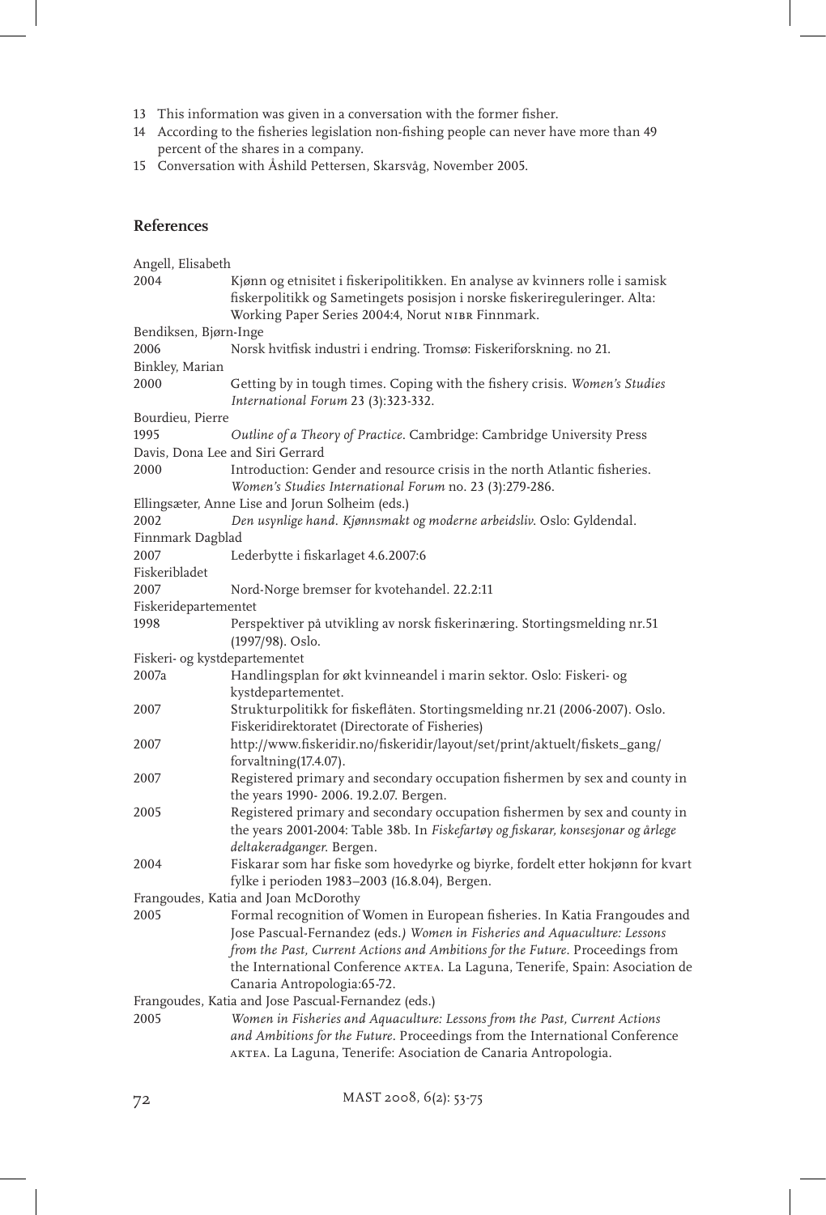13 This information was given in a conversation with the former fisher.
14 According to the fisheries legislation non-fishing people can never have more than 49 percent of the shares in a company.
15 Conversation with Åshild Pettersen, Skarsvåg, November 2005.

## References

Angell, Elisabeth
2004 Kjønn og etnisitet i fiskeripolitikken. En analyse av kvinners rolle i samisk fiskerpolitikk og Sametingets posisjon i norske fiskerireguleringer. Alta: Working Paper Series 2004:4, Norut NIBR Finnmark.

Bendiksen, Bjørn-Inge
2006 Norsk hvitfisk industri i endring. Tromsø: Fiskeriforskning. no 21.

Binkley, Marian
2000 Getting by in tough times. Coping with the fishery crisis. *Women's Studies International Forum* 23 (3):323-332.

Bourdieu, Pierre
1995 *Outline of a Theory of Practice*. Cambridge: Cambridge University Press

Davis, Dona Lee and Siri Gerrard
2000 Introduction: Gender and resource crisis in the north Atlantic fisheries. *Women's Studies International Forum* no. 23 (3):279-286.

Ellingsæter, Anne Lise and Jorun Solheim (eds.)
2002 *Den usynlige hand. Kjønnsmakt og moderne arbeidsliv*. Oslo: Gyldendal.

Finnmark Dagblad
2007 Lederbytte i fiskarlaget 4.6.2007:6

Fiskeribladet
2007 Nord-Norge bremser for kvotehandel. 22.2:11

Fiskeridepartementet
1998 Perspektiver på utvikling av norsk fiskerinæring. Stortingsmelding nr.51 (1997/98). Oslo.

Fiskeri- og kystdepartementet
2007a Handlingsplan for økt kvinneandel i marin sektor. Oslo: Fiskeri- og kystdepartementet.
2007 Strukturpolitikk for fiskeflåten. Stortingsmelding nr.21 (2006-2007). Oslo.

Fiskeridirektoratet (Directorate of Fisheries)
2007 http://www.fiskeridir.no/fiskeridir/layout/set/print/aktuelt/fiskets_gang/forvaltning(17.4.07).
2007 Registered primary and secondary occupation fishermen by sex and county in the years 1990- 2006. 19.2.07. Bergen.
2005 Registered primary and secondary occupation fishermen by sex and county in the years 2001-2004: Table 38b. In *Fiskefartøy og fiskarar, konsesjonar og årlege deltakeradganger*. Bergen.
2004 Fiskarar som har fiske som hovedyrke og biyrke, fordelt etter hokjønn for kvart fylke i perioden 1983–2003 (16.8.04), Bergen.

Frangoudes, Katia and Joan McDorothy
2005 Formal recognition of Women in European fisheries. In Katia Frangoudes and Jose Pascual-Fernandez (eds.*) Women in Fisheries and Aquaculture: Lessons from the Past, Current Actions and Ambitions for the Future*. Proceedings from the International Conference AKTEA. La Laguna, Tenerife, Spain: Asociation de Canaria Antropologia:65-72.

Frangoudes, Katia and Jose Pascual-Fernandez (eds.)
2005 *Women in Fisheries and Aquaculture: Lessons from the Past, Current Actions and Ambitions for the Future*. Proceedings from the International Conference AKTEA. La Laguna, Tenerife: Asociation de Canaria Antropologia.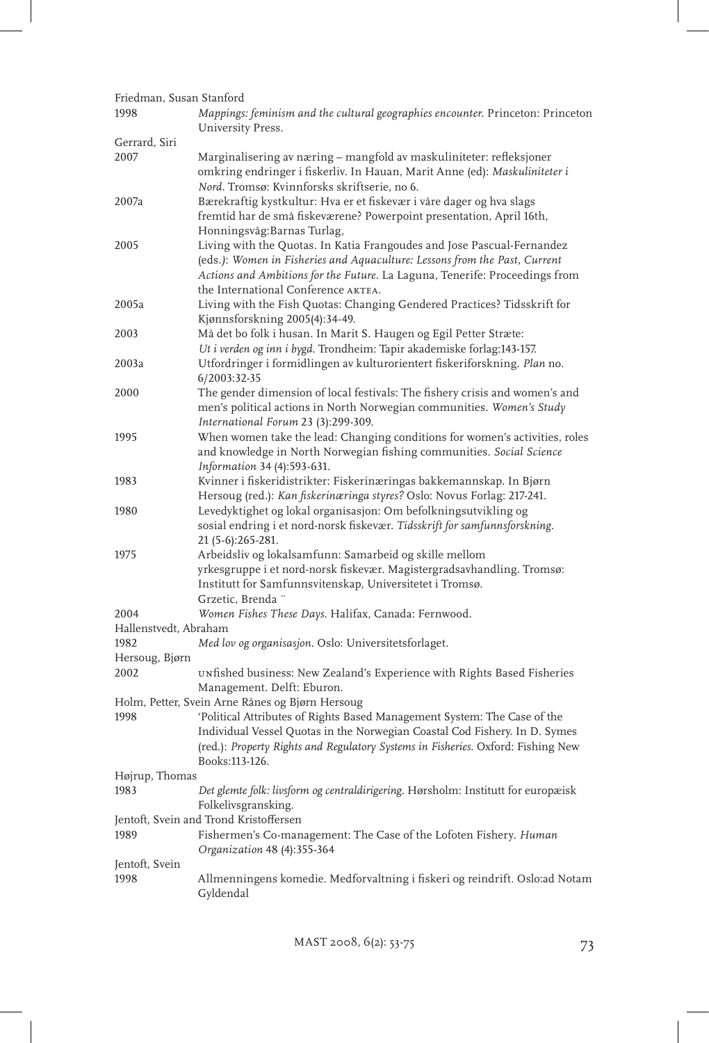Friedman, Susan Stanford

1998 *Mappings: feminism and the cultural geographies encounter*. Princeton: Princeton University Press.

Gerrard, Siri

2007 Marginalisering av næring – mangfold av maskuliniteter: refleksjoner omkring endringer i fiskerliv. In Hauan, Marit Anne (ed): *Maskuliniteter i Nord*. Tromsø: Kvinnforsks skriftserie, no 6.

2007a Bærekraftig kystkultur: Hva er et fiskevær i våre dager og hva slags fremtid har de små fiskeværene? Powerpoint presentation, April 16th, Honningsvåg:Barnas Turlag,

2005 Living with the Quotas. In Katia Frangoudes and Jose Pascual-Fernandez (eds.): *Women in Fisheries and Aquaculture: Lessons from the Past, Current Actions and Ambitions for the Future*. La Laguna, Tenerife: Proceedings from the International Conference AKTEA.

2005a Living with the Fish Quotas: Changing Gendered Practices? Tidsskrift for Kjønnsforskning 2005(4):34-49.

2003 Må det bo folk i husan. In Marit S. Haugen og Egil Petter Stræte: *Ut i verden og inn i bygd*. Trondheim: Tapir akademiske forlag:143-157.

2003a Utfordringer i formidlingen av kulturorientert fiskeriforskning. *Plan* no. 6/2003:32-35

2000 The gender dimension of local festivals: The fishery crisis and women's and men's political actions in North Norwegian communities. *Women's Study International Forum* 23 (3):299-309.

1995 When women take the lead: Changing conditions for women's activities, roles and knowledge in North Norwegian fishing communities. *Social Science Information* 34 (4):593-631.

1983 Kvinner i fiskeridistrikter: Fiskerinæringas bakkemannskap. In Bjørn Hersoug (red.): *Kan fiskerinæringa styres?* Oslo: Novus Forlag: 217-241.

1980 Levedyktighet og lokal organisasjon: Om befolkningsutvikling og sosial endring i et nord-norsk fiskevær. *Tidsskrift for samfunnsforskning*. 21 (5-6):265-281.

1975 Arbeidsliv og lokalsamfunn: Samarbeid og skille mellom yrkesgruppe i et nord-norsk fiskevær. Magistergradsavhandling. Tromsø: Institutt for Samfunnsvitenskap, Universitetet i Tromsø.

Grzetic, Brenda ¨

2004 *Women Fishes These Days*. Halifax, Canada: Fernwood.

Hallenstvedt, Abraham

1982 *Med lov og organisasjon*. Oslo: Universitetsforlaget.

Hersoug, Bjørn

2002 UNfished business: New Zealand's Experience with Rights Based Fisheries Management. Delft: Eburon.

Holm, Petter, Svein Arne Rånes og Bjørn Hersoug

1998 'Political Attributes of Rights Based Management System: The Case of the Individual Vessel Quotas in the Norwegian Coastal Cod Fishery. In D. Symes (red.): *Property Rights and Regulatory Systems in Fisheries*. Oxford: Fishing New Books:113-126.

Højrup, Thomas

1983 *Det glemte folk: livsform og centraldirigering*. Hørsholm: Institutt for europæisk Folkelivsgransking.

Jentoft, Svein and Trond Kristoffersen

1989 Fishermen's Co-management: The Case of the Lofoten Fishery. *Human Organization* 48 (4):355-364

Jentoft, Svein

1998 Allmenningens komedie. Medforvaltning i fiskeri og reindrift. Oslo:ad Notam Gyldendal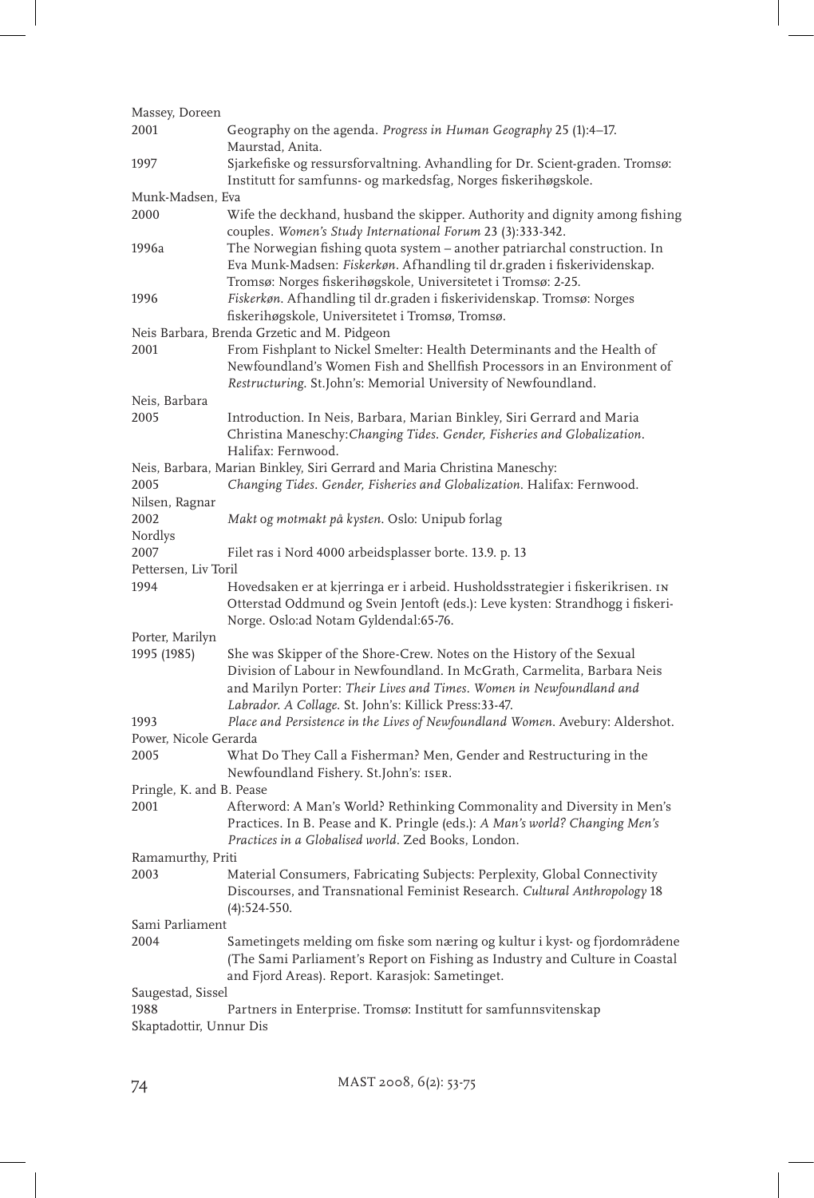Massey, Doreen

2001 Geography on the agenda. *Progress in Human Geography* 25 (1):4–17. Maurstad, Anita.

1997 Sjarkefiske og ressursforvaltning. Avhandling for Dr. Scient-graden. Tromsø: Institutt for samfunns- og markedsfag, Norges fiskerihøgskole.

Munk-Madsen, Eva

2000 Wife the deckhand, husband the skipper. Authority and dignity among fishing couples. *Women's Study International Forum* 23 (3):333-342.

1996a The Norwegian fishing quota system – another patriarchal construction. In Eva Munk-Madsen: *Fiskerkøn*. Afhandling til dr.graden i fiskerividenskap. Tromsø: Norges fiskerihøgskole, Universitetet i Tromsø: 2-25.

1996 *Fiskerkøn*. Afhandling til dr.graden i fiskerividenskap. Tromsø: Norges fiskerihøgskole, Universitetet i Tromsø, Tromsø.

Neis Barbara, Brenda Grzetic and M. Pidgeon

2001 From Fishplant to Nickel Smelter: Health Determinants and the Health of Newfoundland's Women Fish and Shellfish Processors in an Environment of Restructuring. St.John's: Memorial University of Newfoundland.

Neis, Barbara

2005 Introduction. In Neis, Barbara, Marian Binkley, Siri Gerrard and Maria Christina Maneschy:*Changing Tides. Gender, Fisheries and Globalization.* Halifax: Fernwood.

Neis, Barbara, Marian Binkley, Siri Gerrard and Maria Christina Maneschy:

2005 *Changing Tides. Gender, Fisheries and Globalization*. Halifax: Fernwood.

Nilsen, Ragnar

2002 *Makt og motmakt på kysten*. Oslo: Unipub forlag

Nordlys

2007 Filet ras i Nord 4000 arbeidsplasser borte. 13.9. p. 13

Pettersen, Liv Toril

1994 Hovedsaken er at kjerringa er i arbeid. Husholdsstrategier i fiskerikrisen. IN Otterstad Oddmund og Svein Jentoft (eds.): Leve kysten: Strandhogg i fiskeri-Norge. Oslo:ad Notam Gyldendal:65-76.

Porter, Marilyn

1995 (1985) She was Skipper of the Shore-Crew. Notes on the History of the Sexual Division of Labour in Newfoundland. In McGrath, Carmelita, Barbara Neis and Marilyn Porter: *Their Lives and Times. Women in Newfoundland and Labrador. A Collage*. St. John's: Killick Press:33-47.

1993 *Place and Persistence in the Lives of Newfoundland Women*. Avebury: Aldershot.

Power, Nicole Gerarda

2005 What Do They Call a Fisherman? Men, Gender and Restructuring in the Newfoundland Fishery. St.John's: ISER.

Pringle, K. and B. Pease

2001 Afterword: A Man's World? Rethinking Commonality and Diversity in Men's Practices. In B. Pease and K. Pringle (eds.): *A Man's world? Changing Men's Practices in a Globalised world*. Zed Books, London.

Ramamurthy, Priti

2003 Material Consumers, Fabricating Subjects: Perplexity, Global Connectivity Discourses, and Transnational Feminist Research. *Cultural Anthropology* 18 (4):524-550.

Sami Parliament

2004 Sametingets melding om fiske som næring og kultur i kyst- og fjordområdene (The Sami Parliament's Report on Fishing as Industry and Culture in Coastal and Fjord Areas). Report. Karasjok: Sametinget.

Saugestad, Sissel

1988 Partners in Enterprise. Tromsø: Institutt for samfunnsvitenskap

Skaptadottir, Unnur Dis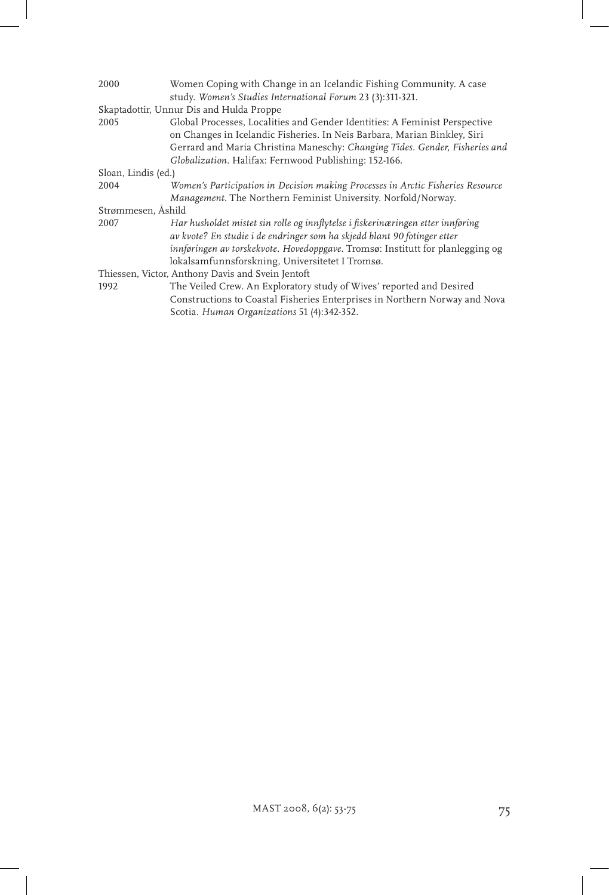2000 Women Coping with Change in an Icelandic Fishing Community. A case study. *Women's Studies International Forum* 23 (3):311-321.

Skaptadottir, Unnur Dis and Hulda Proppe

2005 Global Processes, Localities and Gender Identities: A Feminist Perspective on Changes in Icelandic Fisheries. In Neis Barbara, Marian Binkley, Siri Gerrard and Maria Christina Maneschy: *Changing Tides. Gender, Fisheries and Globalization*. Halifax: Fernwood Publishing: 152-166.

Sloan, Lindis (ed.)

2004 *Women's Participation in Decision making Processes in Arctic Fisheries Resource Management*. The Northern Feminist University. Norfold/Norway.

Strømmesen, Åshild

2007 *Har husholdet mistet sin rolle og innflytelse i fiskerinæringen etter innføring av kvote? En studie i de endringer som ha skjedd blant 90 fotinger etter innføringen av torskekvote. Hovedoppgave*. Tromsø: Institutt for planlegging og lokalsamfunnsforskning, Universitetet I Tromsø.

Thiessen, Victor, Anthony Davis and Svein Jentoft

1992 The Veiled Crew. An Exploratory study of Wives' reported and Desired Constructions to Coastal Fisheries Enterprises in Northern Norway and Nova Scotia. *Human Organizations* 51 (4):342-352.